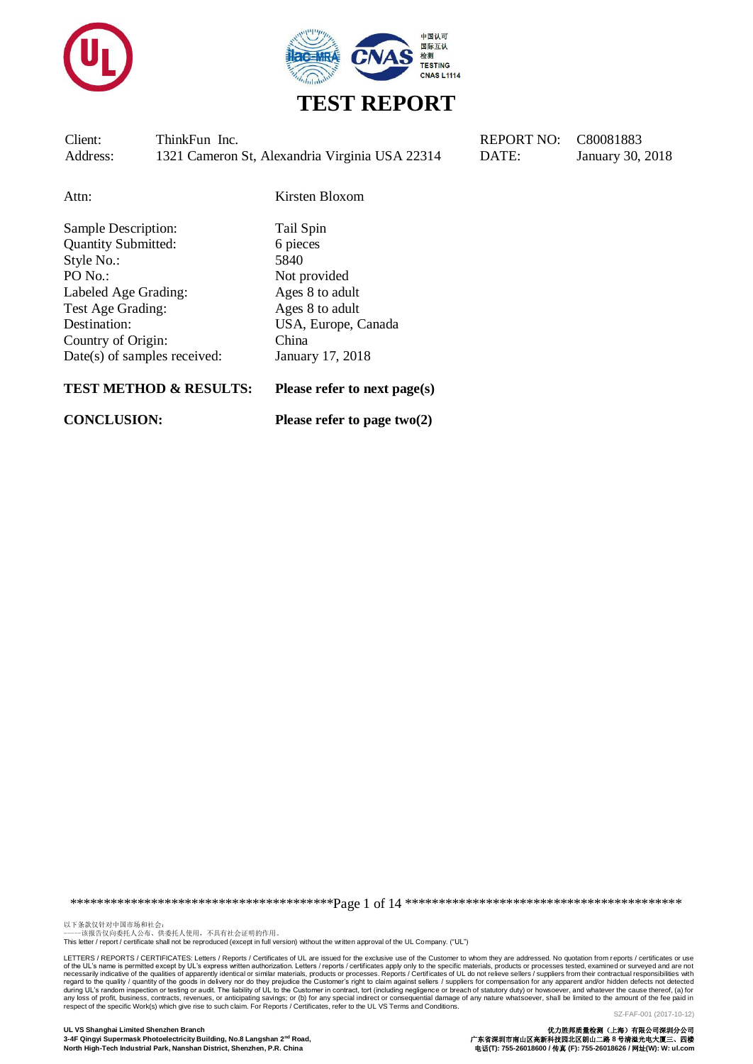# TEST REPORT

| | | | |
|---|---|---|---|
| Client: | ThinkFun Inc. | REPORT NO: | C80081883 |
| Address: | 1321 Cameron St, Alexandria Virginia USA 22314 | DATE: | January 30, 2018 |

Attn: Kirsten Bloxom

| | |
|---|---|
| Sample Description: | Tail Spin |
| Quantity Submitted: | 6 pieces |
| Style No.: | 5840 |
| PO No.: | Not provided |
| Labeled Age Grading: | Ages 8 to adult |
| Test Age Grading: | Ages 8 to adult |
| Destination: | USA, Europe, Canada |
| Country of Origin: | China |
| Date(s) of samples received: | January 17, 2018 |

**TEST METHOD & RESULTS:** **Please refer to next page(s)**

**CONCLUSION:** **Please refer to page two(2)**

以下条款仅针对中国市场和社会：
——该报告仅向委托人公布、供委托人使用，不具有社会证明的作用。
This letter / report / certificate shall not be reproduced (except in full version) without the written approval of the UL Company. ("UL")

LETTERS / REPORTS / CERTIFICATES: Letters / Reports / Certificates of UL are issued for the exclusive use of the Customer to whom they are addressed. No quotation from reports / certificates or use of the UL's name is permitted except by UL's express written authorization. Letters / reports / certificates apply only to the specific materials, products or processes tested, examined or surveyed and are not necessarily indicative of the qualities of apparently identical or similar materials, products or processes. Reports / Certificates of UL do not relieve sellers / suppliers from their contractual responsibilities with regard to the quality / quantity of the goods in delivery nor do they prejudice the Customer's right to claim against sellers / suppliers for compensation for any apparent and/or hidden defects not detected during UL's random inspection or testing or audit. The liability of UL to the Customer in contract, tort (including negligence or breach of statutory duty) or howsoever, and whatever the cause thereof, (a) for any loss of profit, business, contracts, revenues, or anticipating savings; or (b) for any special indirect or consequential damage of any nature whatsoever, shall be limited to the amount of the fee paid in respect of the specific Work(s) which give rise to such claim. For Reports / Certificates, refer to the UL VS Terms and Conditions.

SZ-FAF-001 (2017-10-12)

**UL VS Shanghai Limited Shenzhen Branch**
**3-4F Qingyi Supermask Photoelectricity Building, No.8 Langshan 2nd Road, North High-Tech Industrial Park, Nanshan District, Shenzhen, P.R. China**

**优力胜邦质量检测（上海）有限公司深圳分公司**
**广东省深圳市南山区高新科技园北区朗山二路 8 号清溢光电大厦三、四楼**
**电话(T): 755-26018600 / 传真 (F): 755-26018626 / 网址(W): W: ul.com**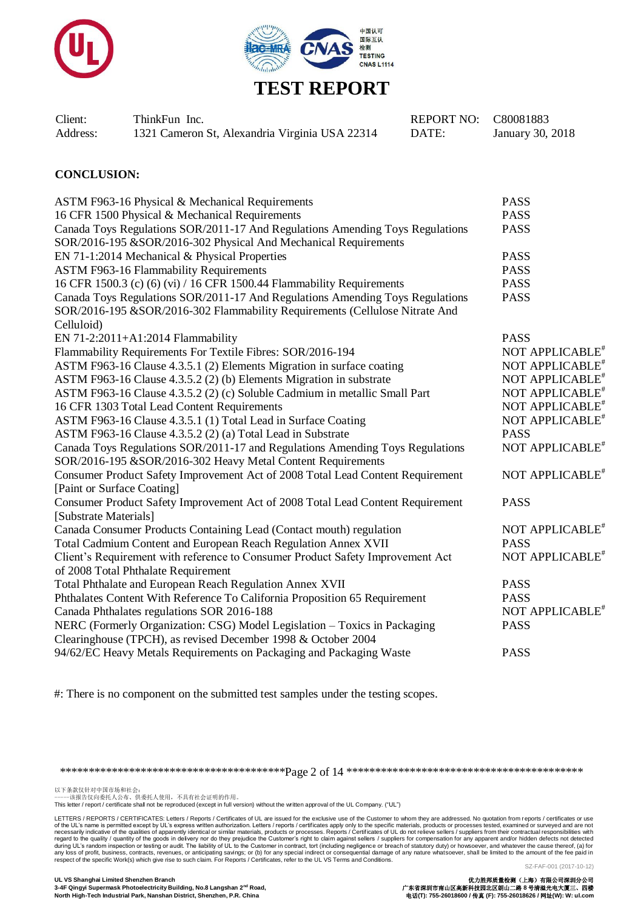# TEST REPORT

| | | | |
|---|---|---|---|
| Client: | ThinkFun Inc. | REPORT NO: | C80081883 |
| Address: | 1321 Cameron St, Alexandria Virginia USA 22314 | DATE: | January 30, 2018 |

**CONCLUSION:**

| Test | Result |
|---|---|
| ASTM F963-16 Physical & Mechanical Requirements | PASS |
| 16 CFR 1500 Physical & Mechanical Requirements | PASS |
| Canada Toys Regulations SOR/2011-17 And Regulations Amending Toys Regulations SOR/2016-195 &SOR/2016-302 Physical And Mechanical Requirements | PASS |
| EN 71-1:2014 Mechanical & Physical Properties | PASS |
| ASTM F963-16 Flammability Requirements | PASS |
| 16 CFR 1500.3 (c) (6) (vi) / 16 CFR 1500.44 Flammability Requirements | PASS |
| Canada Toys Regulations SOR/2011-17 And Regulations Amending Toys Regulations SOR/2016-195 &SOR/2016-302 Flammability Requirements (Cellulose Nitrate And Celluloid) | PASS |
| EN 71-2:2011+A1:2014 Flammability | PASS |
| Flammability Requirements For Textile Fibres: SOR/2016-194 | NOT APPLICABLE# |
| ASTM F963-16 Clause 4.3.5.1 (2) Elements Migration in surface coating | NOT APPLICABLE# |
| ASTM F963-16 Clause 4.3.5.2 (2) (b) Elements Migration in substrate | NOT APPLICABLE# |
| ASTM F963-16 Clause 4.3.5.2 (2) (c) Soluble Cadmium in metallic Small Part | NOT APPLICABLE# |
| 16 CFR 1303 Total Lead Content Requirements | NOT APPLICABLE# |
| ASTM F963-16 Clause 4.3.5.1 (1) Total Lead in Surface Coating | NOT APPLICABLE# |
| ASTM F963-16 Clause 4.3.5.2 (2) (a) Total Lead in Substrate | PASS |
| Canada Toys Regulations SOR/2011-17 and Regulations Amending Toys Regulations SOR/2016-195 &SOR/2016-302 Heavy Metal Content Requirements | NOT APPLICABLE# |
| Consumer Product Safety Improvement Act of 2008 Total Lead Content Requirement [Paint or Surface Coating] | NOT APPLICABLE# |
| Consumer Product Safety Improvement Act of 2008 Total Lead Content Requirement [Substrate Materials] | PASS |
| Canada Consumer Products Containing Lead (Contact mouth) regulation | NOT APPLICABLE# |
| Total Cadmium Content and European Reach Regulation Annex XVII | PASS |
| Client's Requirement with reference to Consumer Product Safety Improvement Act of 2008 Total Phthalate Requirement | NOT APPLICABLE# |
| Total Phthalate and European Reach Regulation Annex XVII | PASS |
| Phthalates Content With Reference To California Proposition 65 Requirement | PASS |
| Canada Phthalates regulations SOR 2016-188 | NOT APPLICABLE# |
| NERC (Formerly Organization: CSG) Model Legislation – Toxics in Packaging Clearinghouse (TPCH), as revised December 1998 & October 2004 | PASS |
| 94/62/EC Heavy Metals Requirements on Packaging and Packaging Waste | PASS |

#: There is no component on the submitted test samples under the testing scopes.

以下条款仅针对中国市场和社会：
——该报告仅向委托人公布、供委托人使用，不具有社会证明的作用。
This letter / report / certificate shall not be reproduced (except in full version) without the written approval of the UL Company. ("UL")

LETTERS / REPORTS / CERTIFICATES: Letters / Reports / Certificates of UL are issued for the exclusive use of the Customer to whom they are addressed. No quotation from reports / certificates or use of the UL's name is permitted except by UL's express written authorization. Letters / reports / certificates apply only to the specific materials, products or processes tested, examined or surveyed and are not necessarily indicative of the qualities of apparently identical or similar materials, products or processes. Reports / Certificates of UL do not relieve sellers / suppliers from their contractual responsibilities with regard to the quality / quantity of the goods in delivery nor do they prejudice the Customer's right to claim against sellers / suppliers for compensation for any apparent and/or hidden defects not detected during UL's random inspection or testing or audit. The liability of UL to the Customer in contract, tort (including negligence or breach of statutory duty) or howsoever, and whatever the cause thereof, (a) for any loss of profit, business, contracts, revenues, or anticipating savings; or (b) for any special indirect or consequential damage of any nature whatsoever, shall be limited to the amount of the fee paid in respect of the specific Work(s) which give rise to such claim. For Reports / Certificates, refer to the UL VS Terms and Conditions.

SZ-FAF-001 (2017-10-12)

**UL VS Shanghai Limited Shenzhen Branch**
**3-4F Qingyi Supermask Photoelectricity Building, No.8 Langshan 2nd Road, North High-Tech Industrial Park, Nanshan District, Shenzhen, P.R. China**

**优力胜邦质量检测（上海）有限公司深圳分公司**
**广东省深圳市南山区高新科技园北区朗山二路8号清溢光电大厦三、四楼**
**电话(T): 755-26018600 / 传真 (F): 755-26018626 / 网址(W): W: ul.com**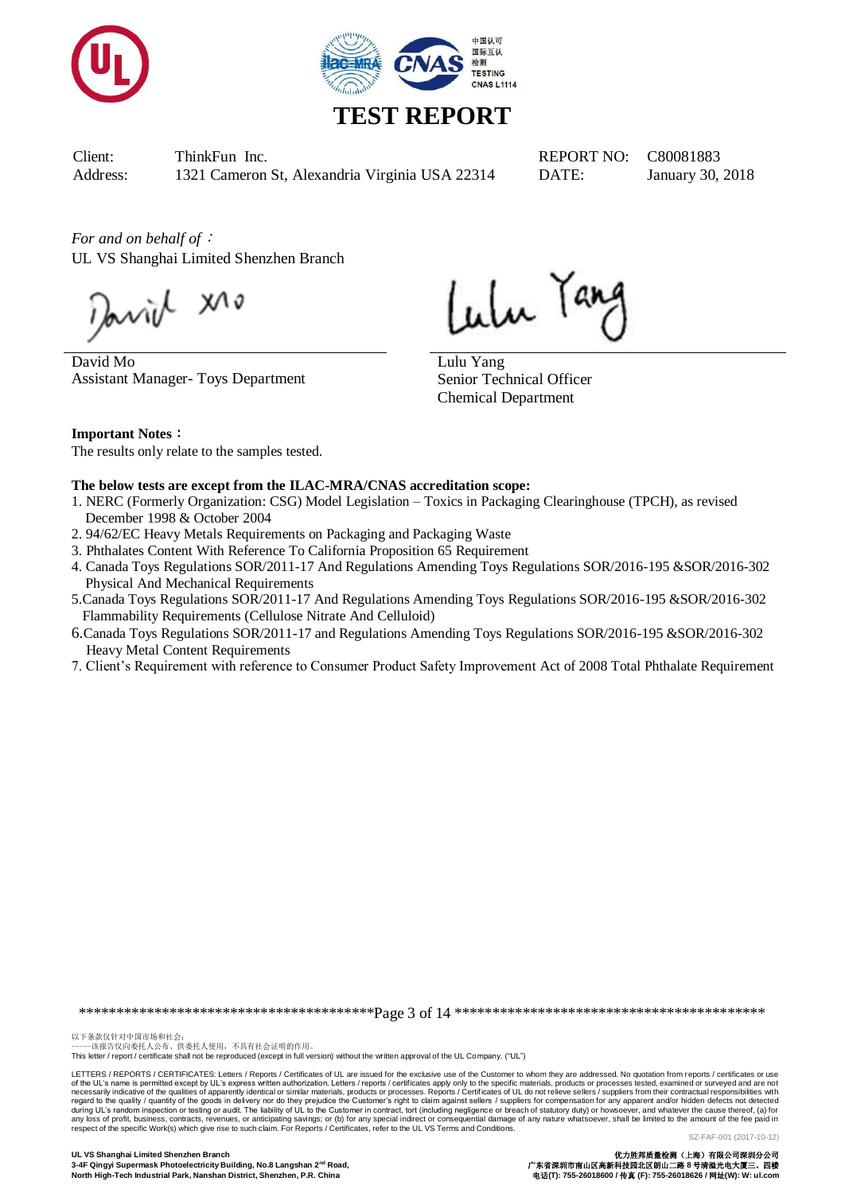# TEST REPORT

| Client: | ThinkFun Inc. | REPORT NO: | C80081883 |
|---|---|---|---|
| Address: | 1321 Cameron St, Alexandria Virginia USA 22314 | DATE: | January 30, 2018 |

*For and on behalf of*：
UL VS Shanghai Limited Shenzhen Branch

David Mo
Assistant Manager- Toys Department

Lulu Yang
Senior Technical Officer
Chemical Department

**Important Notes**：
The results only relate to the samples tested.

**The below tests are except from the ILAC-MRA/CNAS accreditation scope:**

1. NERC (Formerly Organization: CSG) Model Legislation – Toxics in Packaging Clearinghouse (TPCH), as revised December 1998 & October 2004
2. 94/62/EC Heavy Metals Requirements on Packaging and Packaging Waste
3. Phthalates Content With Reference To California Proposition 65 Requirement
4. Canada Toys Regulations SOR/2011-17 And Regulations Amending Toys Regulations SOR/2016-195 &SOR/2016-302 Physical And Mechanical Requirements
5. Canada Toys Regulations SOR/2011-17 And Regulations Amending Toys Regulations SOR/2016-195 &SOR/2016-302 Flammability Requirements (Cellulose Nitrate And Celluloid)
6. Canada Toys Regulations SOR/2011-17 and Regulations Amending Toys Regulations SOR/2016-195 &SOR/2016-302 Heavy Metal Content Requirements
7. Client's Requirement with reference to Consumer Product Safety Improvement Act of 2008 Total Phthalate Requirement

以下条款仅针对中国市场和社会：
——该报告仅向委托人公布、供委托人使用，不具有社会证明的作用。
This letter / report / certificate shall not be reproduced (except in full version) without the written approval of the UL Company. ("UL")

LETTERS / REPORTS / CERTIFICATES: Letters / Reports / Certificates of UL are issued for the exclusive use of the Customer to whom they are addressed. No quotation from reports / certificates or use of the UL's name is permitted except by UL's express written authorization. Letters / reports / certificates apply only to the specific materials, products or processes tested, examined or surveyed and are not necessarily indicative of the qualities of apparently identical or similar materials, products or processes. Reports / Certificates of UL do not relieve sellers / suppliers from their contractual responsibilities with regard to the quality / quantity of the goods in delivery nor do they prejudice the Customer's right to claim against sellers / suppliers for compensation for any apparent and/or hidden defects not detected during UL's random inspection or testing or audit. The liability of UL to the Customer in contract, tort (including negligence or breach of statutory duty) or howsoever, and whatever the cause thereof, (a) for any loss of profit, business, contracts, revenues, or anticipating savings; or (b) for any special indirect or consequential damage of any nature whatsoever, shall be limited to the amount of the fee paid in respect of the specific Work(s) which give rise to such claim. For Reports / Certificates, refer to the UL VS Terms and Conditions.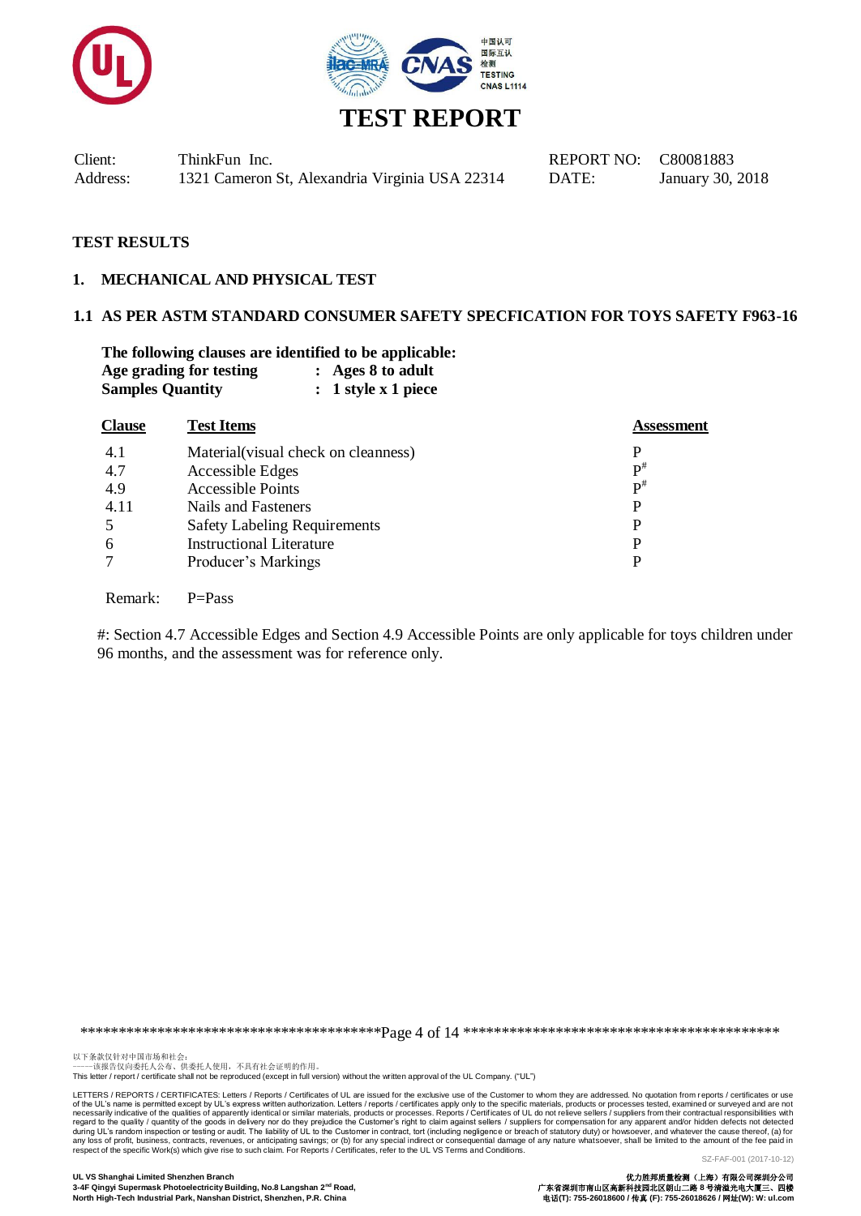# TEST REPORT

Client: ThinkFun Inc.
Address: 1321 Cameron St, Alexandria Virginia USA 22314

REPORT NO: C80081883
DATE: January 30, 2018

## TEST RESULTS

## 1. MECHANICAL AND PHYSICAL TEST

### 1.1 AS PER ASTM STANDARD CONSUMER SAFETY SPECFICATION FOR TOYS SAFETY F963-16

**The following clauses are identified to be applicable:**

**Age grading for testing : Ages 8 to adult**
**Samples Quantity : 1 style x 1 piece**

| Clause | Test Items | Assessment |
|---|---|---|
| 4.1 | Material(visual check on cleanness) | P |
| 4.7 | Accessible Edges | P# |
| 4.9 | Accessible Points | P# |
| 4.11 | Nails and Fasteners | P |
| 5 | Safety Labeling Requirements | P |
| 6 | Instructional Literature | P |
| 7 | Producer's Markings | P |

Remark: P=Pass

#: Section 4.7 Accessible Edges and Section 4.9 Accessible Points are only applicable for toys children under 96 months, and the assessment was for reference only.

以下条款仅针对中国市场和社会：
——该报告仅向委托人公布、供委托人使用，不具有社会证明的作用。
This letter / report / certificate shall not be reproduced (except in full version) without the written approval of the UL Company. ("UL")

LETTERS / REPORTS / CERTIFICATES: Letters / Reports / Certificates of UL are issued for the exclusive use of the Customer to whom they are addressed. No quotation from reports / certificates or use of the UL's name is permitted except by UL's express written authorization. Letters / reports / certificates apply only to the specific materials, products or processes tested, examined or surveyed and are not necessarily indicative of the qualities of apparently identical or similar materials, products or processes. Reports / Certificates of UL do not relieve sellers / suppliers from their contractual responsibilities with regard to the quality / quantity of the goods in delivery nor do they prejudice the Customer's right to claim against sellers / suppliers for compensation for any apparent and/or hidden defects not detected during UL's random inspection or testing or audit. The liability of UL to the Customer in contract, tort (including negligence or breach of statutory duty) or howsoever, and whatever the cause thereof, (a) for any loss of profit, business, contracts, revenues, or anticipating savings; or (b) for any special indirect or consequential damage of any nature whatsoever, shall be limited to the amount of the fee paid in respect of the specific Work(s) which give rise to such claim. For Reports / Certificates, refer to the UL VS Terms and Conditions.

SZ-FAF-001 (2017-10-12)

**UL VS Shanghai Limited Shenzhen Branch**
**3-4F Qingyi Supermask Photoelectricity Building, No.8 Langshan 2nd Road,**
**North High-Tech Industrial Park, Nanshan District, Shenzhen, P.R. China**

**优力胜邦质量检测（上海）有限公司深圳分公司**
**广东省深圳市南山区高新科技园北区朗山二路 8 号清溢光电大厦三、四楼**
**电话(T): 755-26018600 / 传真 (F): 755-26018626 / 网址(W): W: ul.com**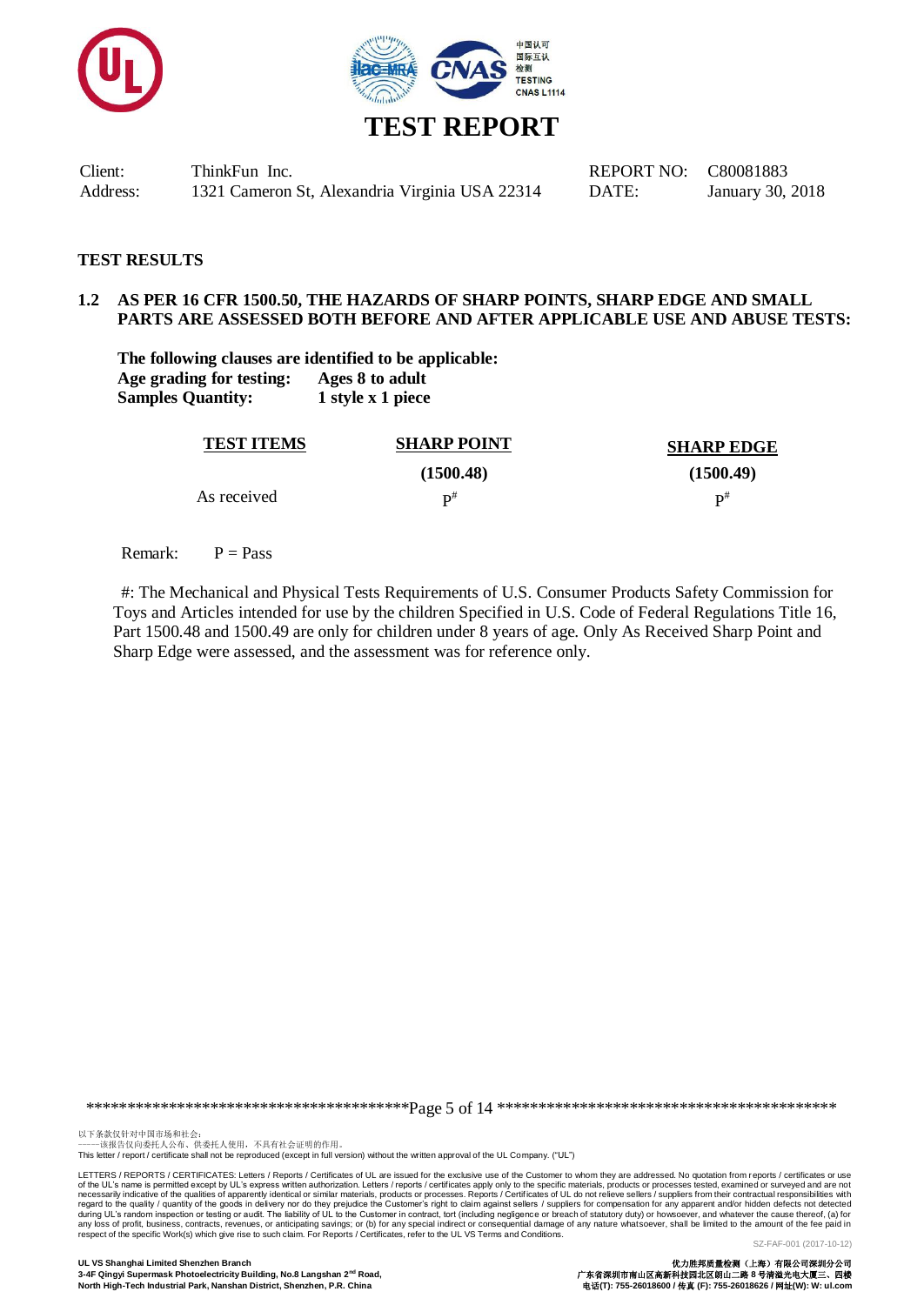# TEST REPORT

Client: ThinkFun Inc. REPORT NO: C80081883

Address: 1321 Cameron St, Alexandria Virginia USA 22314 DATE: January 30, 2018

## TEST RESULTS

### 1.2 AS PER 16 CFR 1500.50, THE HAZARDS OF SHARP POINTS, SHARP EDGE AND SMALL PARTS ARE ASSESSED BOTH BEFORE AND AFTER APPLICABLE USE AND ABUSE TESTS:

**The following clauses are identified to be applicable:**

**Age grading for testing:** **Ages 8 to adult**

**Samples Quantity:** **1 style x 1 piece**

| TEST ITEMS | SHARP POINT (1500.48) | SHARP EDGE (1500.49) |
|---|---|---|
| As received | P# | P# |

Remark: P = Pass

#: The Mechanical and Physical Tests Requirements of U.S. Consumer Products Safety Commission for Toys and Articles intended for use by the children Specified in U.S. Code of Federal Regulations Title 16, Part 1500.48 and 1500.49 are only for children under 8 years of age. Only As Received Sharp Point and Sharp Edge were assessed, and the assessment was for reference only.

以下条款仅针对中国市场和社会：
——该报告仅向委托人公布、供委托人使用，不具有社会证明的作用。
This letter / report / certificate shall not be reproduced (except in full version) without the written approval of the UL Company. ("UL")

LETTERS / REPORTS / CERTIFICATES: Letters / Reports / Certificates of UL are issued for the exclusive use of the Customer to whom they are addressed. No quotation from reports / certificates or use of the UL's name is permitted except by UL's express written authorization. Letters / reports / certificates apply only to the specific materials, products or processes tested, examined or surveyed and are not necessarily indicative of the qualities of apparently identical or similar materials, products or processes. Reports / Certificates of UL do not relieve sellers / suppliers from their contractual responsibilities with regard to the quality / quantity of the goods in delivery nor do they prejudice the Customer's right to claim against sellers / suppliers for compensation for any apparent and/or hidden defects not detected during UL's random inspection or testing or audit. The liability of UL to the Customer in contract, tort (including negligence or breach of statutory duty) or howsoever, and whatever the cause thereof, (a) for any loss of profit, business, contracts, revenues, or anticipating savings; or (b) for any special indirect or consequential damage of any nature whatsoever, shall be limited to the amount of the fee paid in respect of the specific Work(s) which give rise to such claim. For Reports / Certificates, refer to the UL VS Terms and Conditions.

SZ-FAF-001 (2017-10-12)

UL VS Shanghai Limited Shenzhen Branch
3-4F Qingyi Supermask Photoelectricity Building, No.8 Langshan 2nd Road,
North High-Tech Industrial Park, Nanshan District, Shenzhen, P.R. China

优力胜邦质量检测（上海）有限公司深圳分公司
广东省深圳市南山区高新科技园北区朗山二路 8 号清溢光电大厦三、四楼
电话(T): 755-26018600 / 传真 (F): 755-26018626 / 网址(W): W: ul.com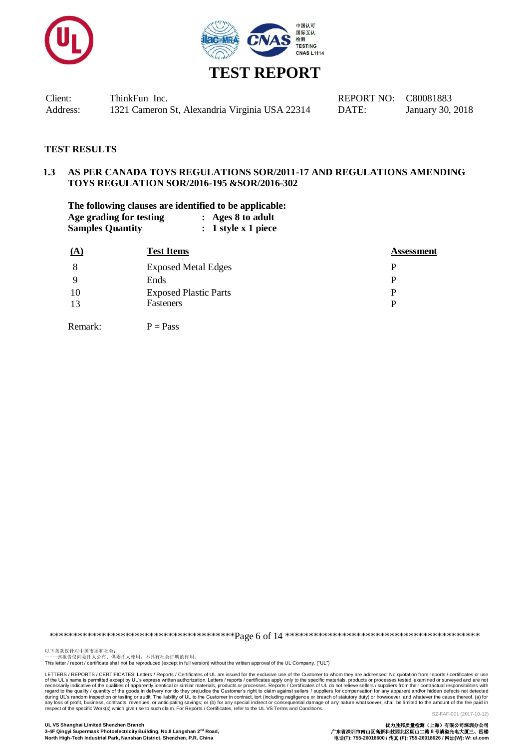# TEST REPORT

Client: ThinkFun Inc.
Address: 1321 Cameron St, Alexandria Virginia USA 22314

REPORT NO: C80081883
DATE: January 30, 2018

## TEST RESULTS

### 1.3 AS PER CANADA TOYS REGULATIONS SOR/2011-17 AND REGULATIONS AMENDING TOYS REGULATION SOR/2016-195 &SOR/2016-302

**The following clauses are identified to be applicable:**
**Age grading for testing : Ages 8 to adult**
**Samples Quantity : 1 style x 1 piece**

| (A) | Test Items | Assessment |
|---|---|---|
| 8 | Exposed Metal Edges | P |
| 9 | Ends | P |
| 10 | Exposed Plastic Parts | P |
| 13 | Fasteners | P |

Remark: P = Pass

以下条款仅针对中国市场和社会：
——该报告仅向委托人公布、供委托人使用，不具有社会证明的作用。
This letter / report / certificate shall not be reproduced (except in full version) without the written approval of the UL Company. ("UL")

LETTERS / REPORTS / CERTIFICATES: Letters / Reports / Certificates of UL are issued for the exclusive use of the Customer to whom they are addressed. No quotation from reports / certificates or use of the UL's name is permitted except by UL's express written authorization. Letters / reports / certificates apply only to the specific materials, products or processes tested, examined or surveyed and are not necessarily indicative of the qualities of apparently identical or similar materials, products or processes. Reports / Certificates of UL do not relieve sellers / suppliers from their contractual responsibilities with regard to the quality / quantity of the goods in delivery nor do they prejudice the Customer's right to claim against sellers / suppliers for compensation for any apparent and/or hidden defects not detected during UL's random inspection or testing or audit. The liability of UL to the Customer in contract, tort (including negligence or breach of statutory duty) or howsoever, and whatever the cause thereof, (a) for any loss of profit, business, contracts, revenues, or anticipating savings; or (b) for any special indirect or consequential damage of any nature whatsoever, shall be limited to the amount of the fee paid in respect of the specific Work(s) which give rise to such claim. For Reports / Certificates, refer to the UL VS Terms and Conditions.

SZ-FAF-001 (2017-10-12)

**UL VS Shanghai Limited Shenzhen Branch**
**3-4F Qingyi Supermask Photoelectricity Building, No.8 Langshan 2nd Road, North High-Tech Industrial Park, Nanshan District, Shenzhen, P.R. China**

**优力胜邦质量检测（上海）有限公司深圳分公司**
**广东省深圳市南山区高新科技园北区朗山二路 8 号清溢光电大厦三、四楼**
**电话(T): 755-26018600 / 传真 (F): 755-26018626 / 网址(W): W: ul.com**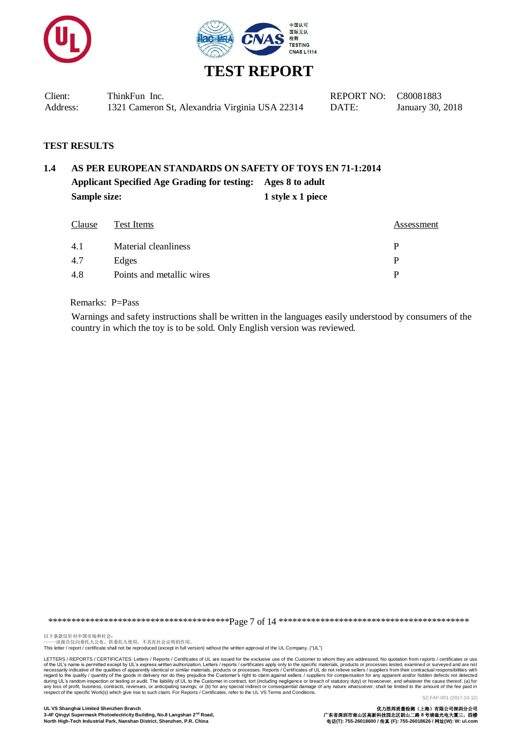# TEST REPORT

| | | | |
|---|---|---|---|
| Client: | ThinkFun Inc. | REPORT NO: | C80081883 |
| Address: | 1321 Cameron St, Alexandria Virginia USA 22314 | DATE: | January 30, 2018 |

## TEST RESULTS

### 1.4 AS PER EUROPEAN STANDARDS ON SAFETY OF TOYS EN 71-1:2014

**Applicant Specified Age Grading for testing:** **Ages 8 to adult**

**Sample size:** **1 style x 1 piece**

| Clause | Test Items | Assessment |
|---|---|---|
| 4.1 | Material cleanliness | P |
| 4.7 | Edges | P |
| 4.8 | Points and metallic wires | P |

Remarks: P=Pass

Warnings and safety instructions shall be written in the languages easily understood by consumers of the country in which the toy is to be sold. Only English version was reviewed.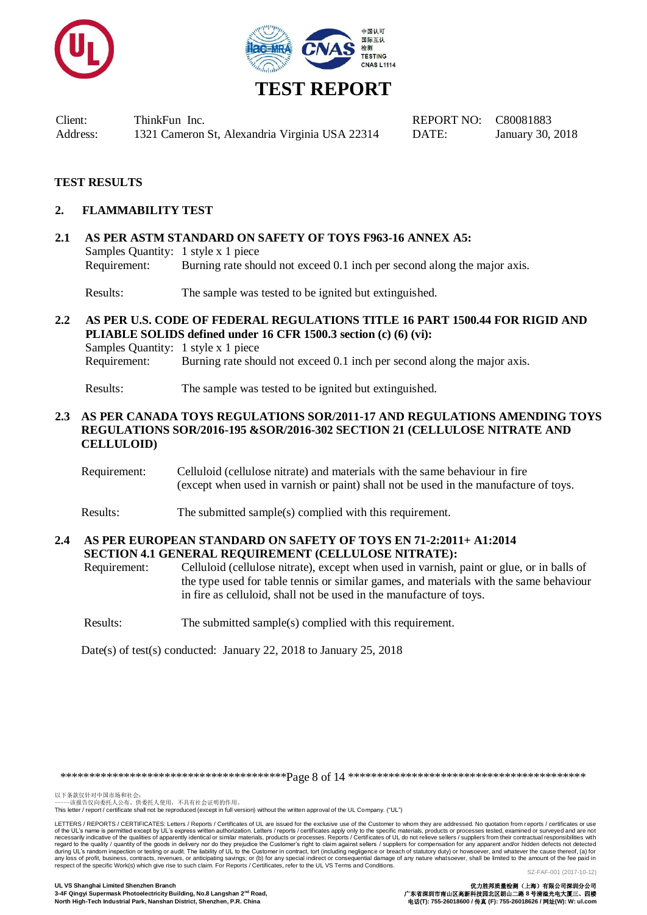# TEST REPORT

| Client: | ThinkFun Inc. | REPORT NO: | C80081883 |
|---|---|---|---|
| Address: | 1321 Cameron St, Alexandria Virginia USA 22314 | DATE: | January 30, 2018 |

## TEST RESULTS

## 2. FLAMMABILITY TEST

### 2.1 AS PER ASTM STANDARD ON SAFETY OF TOYS F963-16 ANNEX A5:

Samples Quantity: 1 style x 1 piece

Requirement: Burning rate should not exceed 0.1 inch per second along the major axis.

Results: The sample was tested to be ignited but extinguished.

### 2.2 AS PER U.S. CODE OF FEDERAL REGULATIONS TITLE 16 PART 1500.44 FOR RIGID AND PLIABLE SOLIDS defined under 16 CFR 1500.3 section (c) (6) (vi):

Samples Quantity: 1 style x 1 piece

Requirement: Burning rate should not exceed 0.1 inch per second along the major axis.

Results: The sample was tested to be ignited but extinguished.

### 2.3 AS PER CANADA TOYS REGULATIONS SOR/2011-17 AND REGULATIONS AMENDING TOYS REGULATIONS SOR/2016-195 &SOR/2016-302 SECTION 21 (CELLULOSE NITRATE AND CELLULOID)

Requirement: Celluloid (cellulose nitrate) and materials with the same behaviour in fire (except when used in varnish or paint) shall not be used in the manufacture of toys.

Results: The submitted sample(s) complied with this requirement.

### 2.4 AS PER EUROPEAN STANDARD ON SAFETY OF TOYS EN 71-2:2011+ A1:2014 SECTION 4.1 GENERAL REQUIREMENT (CELLULOSE NITRATE):

Requirement: Celluloid (cellulose nitrate), except when used in varnish, paint or glue, or in balls of the type used for table tennis or similar games, and materials with the same behaviour in fire as celluloid, shall not be used in the manufacture of toys.

Results: The submitted sample(s) complied with this requirement.

Date(s) of test(s) conducted: January 22, 2018 to January 25, 2018

以下条款仅针对中国市场和社会：
——该报告仅向委托人公布、供委托人使用，不具有社会证明的作用。
This letter / report / certificate shall not be reproduced (except in full version) without the written approval of the UL Company. ("UL")

LETTERS / REPORTS / CERTIFICATES: Letters / Reports / Certificates of UL are issued for the exclusive use of the Customer to whom they are addressed. No quotation from reports / certificates or use of the UL's name is permitted except by UL's express written authorization. Letters / reports / certificates apply only to the specific materials, products or processes tested, examined or surveyed and are not necessarily indicative of the qualities of apparently identical or similar materials, products or processes. Reports / Certificates of UL do not relieve sellers / suppliers from their contractual responsibilities with regard to the quality / quantity of the goods in delivery nor do they prejudice the Customer's right to claim against sellers / suppliers for compensation for any apparent and/or hidden defects not detected during UL's random inspection or testing or audit. The liability of UL to the Customer in contract, tort (including negligence or breach of statutory duty) or howsoever, and whatever the cause thereof, (a) for any loss of profit, business, contracts, revenues, or anticipating savings; or (b) for any special indirect or consequential damage of any nature whatsoever, shall be limited to the amount of the fee paid in respect of the specific Work(s) which give rise to such claim. For Reports / Certificates, refer to the UL VS Terms and Conditions.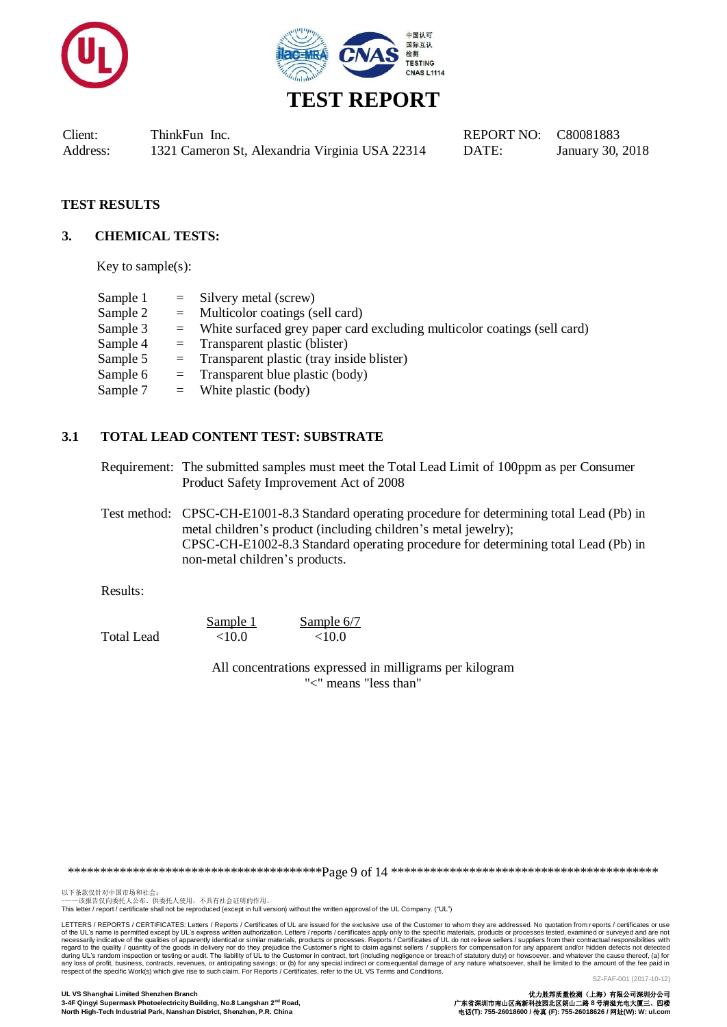# TEST REPORT

| Client: | ThinkFun Inc. | REPORT NO: | C80081883 |
|---|---|---|---|
| Address: | 1321 Cameron St, Alexandria Virginia USA 22314 | DATE: | January 30, 2018 |

## TEST RESULTS

### 3. CHEMICAL TESTS:

Key to sample(s):

| | | |
|---|---|---|
| Sample 1 | = | Silvery metal (screw) |
| Sample 2 | = | Multicolor coatings (sell card) |
| Sample 3 | = | White surfaced grey paper card excluding multicolor coatings (sell card) |
| Sample 4 | = | Transparent plastic (blister) |
| Sample 5 | = | Transparent plastic (tray inside blister) |
| Sample 6 | = | Transparent blue plastic (body) |
| Sample 7 | = | White plastic (body) |

### 3.1 TOTAL LEAD CONTENT TEST: SUBSTRATE

Requirement: The submitted samples must meet the Total Lead Limit of 100ppm as per Consumer Product Safety Improvement Act of 2008

Test method: CPSC-CH-E1001-8.3 Standard operating procedure for determining total Lead (Pb) in metal children's product (including children's metal jewelry);
CPSC-CH-E1002-8.3 Standard operating procedure for determining total Lead (Pb) in non-metal children's products.

Results:

| | Sample 1 | Sample 6/7 |
|---|---|---|
| Total Lead | <10.0 | <10.0 |

All concentrations expressed in milligrams per kilogram
"<" means "less than"

以下条款仅针对中国市场和社会：
——该报告仅向委托人公布、供委托人使用，不具有社会证明的作用。
This letter / report / certificate shall not be reproduced (except in full version) without the written approval of the UL Company. ("UL")

LETTERS / REPORTS / CERTIFICATES: Letters / Reports / Certificates of UL are issued for the exclusive use of the Customer to whom they are addressed. No quotation from reports / certificates or use of the UL's name is permitted except by UL's express written authorization. Letters / reports / certificates apply only to the specific materials, products or processes tested, examined or surveyed and are not necessarily indicative of the qualities of apparently identical or similar materials, products or processes. Reports / Certificates of UL do not relieve sellers / suppliers from their contractual responsibilities with regard to the quality / quantity of the goods in delivery nor do they prejudice the Customer's right to claim against sellers / suppliers for compensation for any apparent and/or hidden defects not detected during UL's random inspection or testing or audit. The liability of UL to the Customer in contract, tort (including negligence or breach of statutory duty) or howsoever, and whatever the cause thereof, (a) for any loss of profit, business, contracts, revenues, or anticipating savings; or (b) for any special indirect or consequential damage of any nature whatsoever, shall be limited to the amount of the fee paid in respect of the specific Work(s) which give rise to such claim. For Reports / Certificates, refer to the UL VS Terms and Conditions.

SZ-FAF-001 (2017-10-12)

**UL VS Shanghai Limited Shenzhen Branch**
**3-4F Qingyi Supermask Photoelectricity Building, No.8 Langshan 2nd Road, North High-Tech Industrial Park, Nanshan District, Shenzhen, P.R. China**

**优力胜邦质量检测（上海）有限公司深圳分公司**
**广东省深圳市南山区高新科技园北区朗山二路8号清溢光电大厦三、四楼**
**电话(T): 755-26018600 / 传真 (F): 755-26018626 / 网址(W): W: ul.com**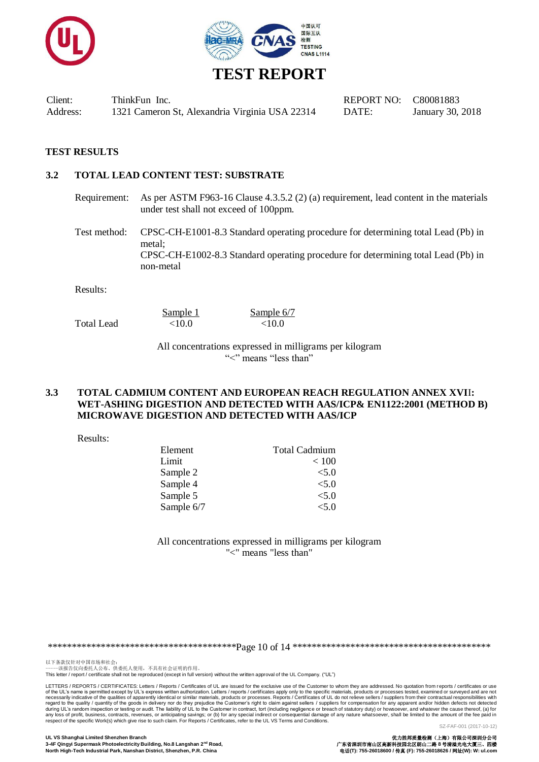# TEST REPORT

| | | | |
|---|---|---|---|
| Client: | ThinkFun Inc. | REPORT NO: | C80081883 |
| Address: | 1321 Cameron St, Alexandria Virginia USA 22314 | DATE: | January 30, 2018 |

## TEST RESULTS

### 3.2 TOTAL LEAD CONTENT TEST: SUBSTRATE

Requirement: As per ASTM F963-16 Clause 4.3.5.2 (2) (a) requirement, lead content in the materials under test shall not exceed of 100ppm.

Test method: CPSC-CH-E1001-8.3 Standard operating procedure for determining total Lead (Pb) in metal;
CPSC-CH-E1002-8.3 Standard operating procedure for determining total Lead (Pb) in non-metal

Results:

| | Sample 1 | Sample 6/7 |
|---|---|---|
| Total Lead | <10.0 | <10.0 |

All concentrations expressed in milligrams per kilogram
"<" means "less than"

### 3.3 TOTAL CADMIUM CONTENT AND EUROPEAN REACH REGULATION ANNEX XVII: WET-ASHING DIGESTION AND DETECTED WITH AAS/ICP& EN1122:2001 (METHOD B) MICROWAVE DIGESTION AND DETECTED WITH AAS/ICP

Results:

| Element | Total Cadmium |
|---|---|
| Limit | < 100 |
| Sample 2 | <5.0 |
| Sample 4 | <5.0 |
| Sample 5 | <5.0 |
| Sample 6/7 | <5.0 |

All concentrations expressed in milligrams per kilogram
"<" means "less than"

以下条款仅针对中国市场和社会：
——该报告仅向委托人公布、供委托人使用，不具有社会证明的作用。
This letter / report / certificate shall not be reproduced (except in full version) without the written approval of the UL Company. ("UL")

LETTERS / REPORTS / CERTIFICATES: Letters / Reports / Certificates of UL are issued for the exclusive use of the Customer to whom they are addressed. No quotation from reports / certificates or use of the UL's name is permitted except by UL's express written authorization. Letters / reports / certificates apply only to the specific materials, products or processes tested, examined or surveyed and are not necessarily indicative of the qualities of apparently identical or similar materials, products or processes. Reports / Certificates of UL do not relieve sellers / suppliers from their contractual responsibilities with regard to the quality / quantity of the goods in delivery nor do they prejudice the Customer's right to claim against sellers / suppliers for compensation for any apparent and/or hidden defects not detected during UL's random inspection or testing or audit. The liability of UL to the Customer in contract, tort (including negligence or breach of statutory duty) or howsoever, and whatever the cause thereof, (a) for any loss of profit, business, contracts, revenues, or anticipating savings; or (b) for any special indirect or consequential damage of any nature whatsoever, shall be limited to the amount of the fee paid in respect of the specific Work(s) which give rise to such claim. For Reports / Certificates, refer to the UL VS Terms and Conditions.

SZ-FAF-001 (2017-10-12)

**UL VS Shanghai Limited Shenzhen Branch**
**3-4F Qingyi Supermask Photoelectricity Building, No.8 Langshan 2nd Road, North High-Tech Industrial Park, Nanshan District, Shenzhen, P.R. China**

**优力胜邦质量检测（上海）有限公司深圳分公司**
**广东省深圳市南山区高新科技园北区朗山二路 8 号清溢光电大厦三、四楼**
**电话(T): 755-26018600 / 传真 (F): 755-26018626 / 网址(W): W: ul.com**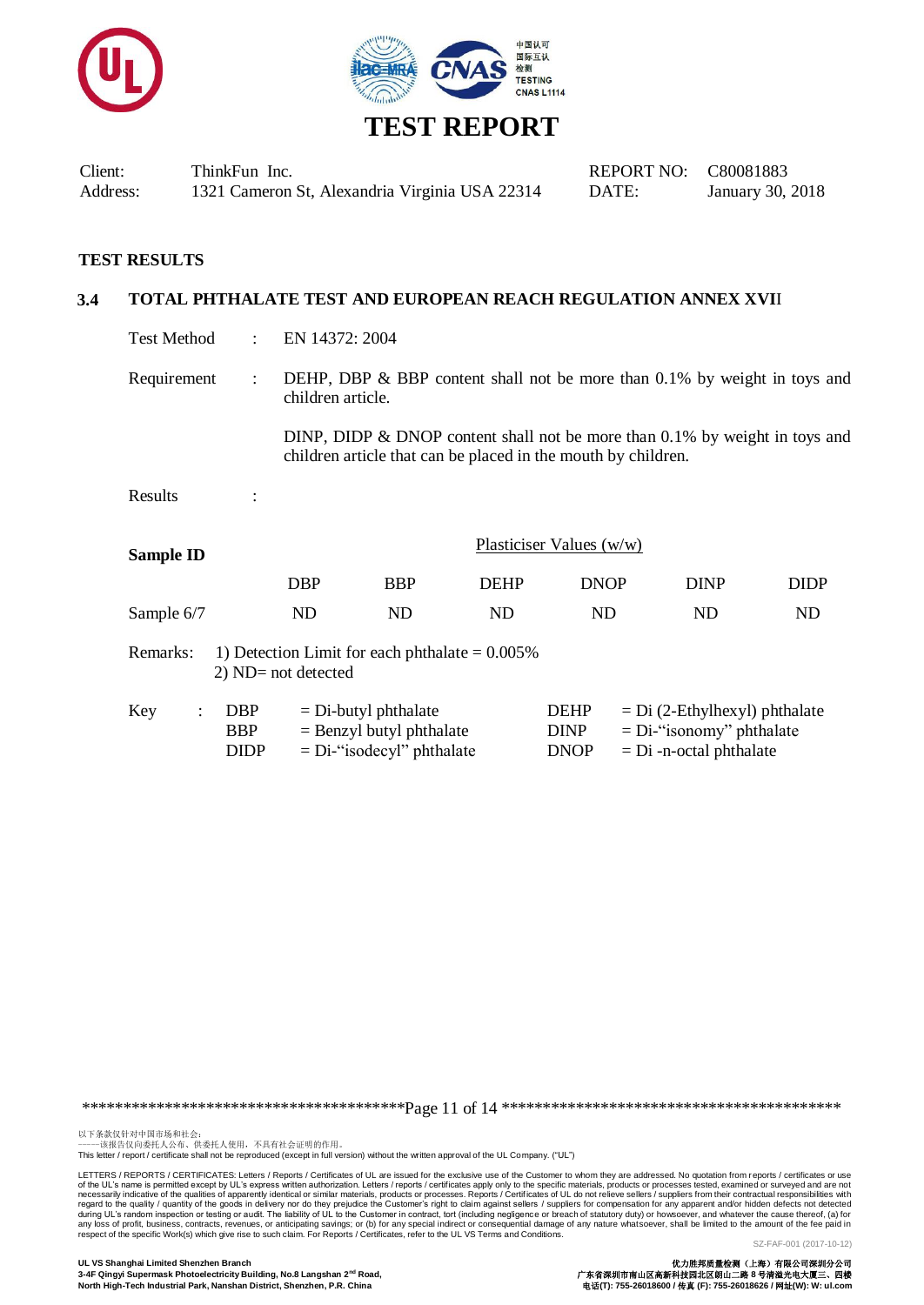# TEST REPORT

| Client: | ThinkFun Inc. | REPORT NO: | C80081883 |
|---|---|---|---|
| Address: | 1321 Cameron St, Alexandria Virginia USA 22314 | DATE: | January 30, 2018 |

## TEST RESULTS

### 3.4 TOTAL PHTHALATE TEST AND EUROPEAN REACH REGULATION ANNEX XVII

Test Method : EN 14372: 2004

Requirement : DEHP, DBP & BBP content shall not be more than 0.1% by weight in toys and children article.

DINP, DIDP & DNOP content shall not be more than 0.1% by weight in toys and children article that can be placed in the mouth by children.

Results :

| Sample ID | Plasticiser Values (w/w) | | | | | |
|---|---|---|---|---|---|---|
| | DBP | BBP | DEHP | DNOP | DINP | DIDP |
| Sample 6/7 | ND | ND | ND | ND | ND | ND |

Remarks: 1) Detection Limit for each phthalate = 0.005%
2) ND= not detected

Key :

| | | | |
|---|---|---|---|
| DBP | = Di-butyl phthalate | DEHP | = Di (2-Ethylhexyl) phthalate |
| BBP | = Benzyl butyl phthalate | DINP | = Di-"isonomy" phthalate |
| DIDP | = Di-"isodecyl" phthalate | DNOP | = Di -n-octal phthalate |

以下条款仅针对中国市场和社会：
——该报告仅向委托人公布、供委托人使用，不具有社会证明的作用。
This letter / report / certificate shall not be reproduced (except in full version) without the written approval of the UL Company. ("UL")

LETTERS / REPORTS / CERTIFICATES: Letters / Reports / Certificates of UL are issued for the exclusive use of the Customer to whom they are addressed. No quotation from reports / certificates or use of the UL's name is permitted except by UL's express written authorization. Letters / reports / certificates apply only to the specific materials, products or processes tested, examined or surveyed and are not necessarily indicative of the qualities of apparently identical or similar materials, products or processes. Reports / Certificates of UL do not relieve sellers / suppliers from their contractual responsibilities with regard to the quality / quantity of the goods in delivery nor do they prejudice the Customer's right to claim against sellers / suppliers for compensation for any apparent and/or hidden defects not detected during UL's random inspection or testing or audit. The liability of UL to the Customer in contract, tort (including negligence or breach of statutory duty) or howsoever, and whatever the cause thereof, (a) for any loss of profit, business, contracts, revenues, or anticipating savings; or (b) for any special indirect or consequential damage of any nature whatsoever, shall be limited to the amount of the fee paid in respect of the specific Work(s) which give rise to such claim. For Reports / Certificates, refer to the UL VS Terms and Conditions.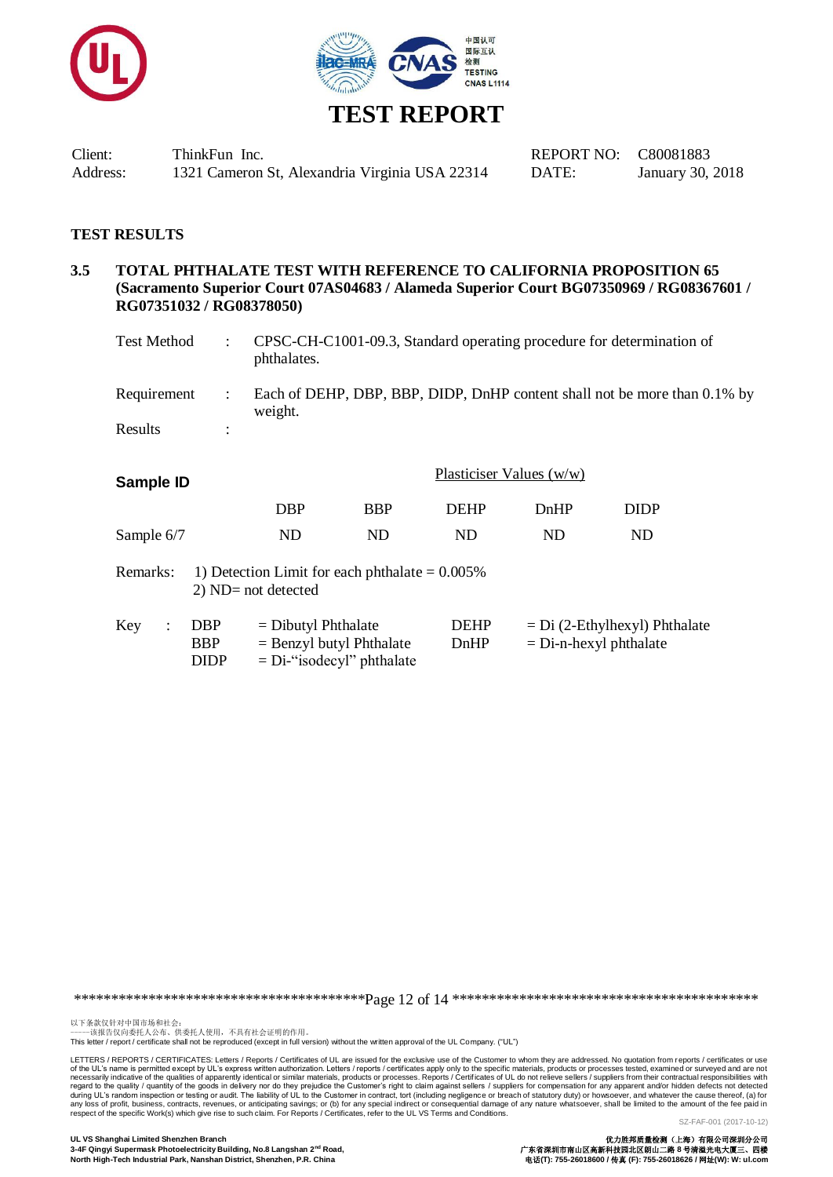# TEST REPORT

Client: ThinkFun Inc.
Address: 1321 Cameron St, Alexandria Virginia USA 22314

REPORT NO: C80081883
DATE: January 30, 2018

## TEST RESULTS

### 3.5 TOTAL PHTHALATE TEST WITH REFERENCE TO CALIFORNIA PROPOSITION 65 (Sacramento Superior Court 07AS04683 / Alameda Superior Court BG07350969 / RG08367601 / RG07351032 / RG08378050)

Test Method : CPSC-CH-C1001-09.3, Standard operating procedure for determination of phthalates.

Requirement : Each of DEHP, DBP, BBP, DIDP, DnHP content shall not be more than 0.1% by weight.

Results :

| Sample ID | Plasticiser Values (w/w) | | | | |
|---|---|---|---|---|---|
| | DBP | BBP | DEHP | DnHP | DIDP |
| Sample 6/7 | ND | ND | ND | ND | ND |

Remarks: 1) Detection Limit for each phthalate = 0.005%
2) ND= not detected

Key :
- DBP = Dibutyl Phthalate
- BBP = Benzyl butyl Phthalate
- DIDP = Di-"isodecyl" phthalate
- DEHP = Di (2-Ethylhexyl) Phthalate
- DnHP = Di-n-hexyl phthalate

以下条款仅针对中国市场和社会：
——该报告仅向委托人公布、供委托人使用，不具有社会证明的作用。
This letter / report / certificate shall not be reproduced (except in full version) without the written approval of the UL Company. ("UL")

LETTERS / REPORTS / CERTIFICATES: Letters / Reports / Certificates of UL are issued for the exclusive use of the Customer to whom they are addressed. No quotation from reports / certificates or use of the UL's name is permitted except by UL's express written authorization. Letters / reports / certificates apply only to the specific materials, products or processes tested, examined or surveyed and are not necessarily indicative of the qualities of apparently identical or similar materials, products or processes. Reports / Certificates of UL do not relieve sellers / suppliers from their contractual responsibilities with regard to the quality / quantity of the goods in delivery nor do they prejudice the Customer's right to claim against sellers / suppliers for compensation for any apparent and/or hidden defects not detected during UL's random inspection or testing or audit. The liability of UL to the Customer in contract, tort (including negligence or breach of statutory duty) or howsoever, and whatever the cause thereof, (a) for any loss of profit, business, contracts, revenues, or anticipating savings; or (b) for any special indirect or consequential damage of any nature whatsoever, shall be limited to the amount of the fee paid in respect of the specific Work(s) which give rise to such claim. For Reports / Certificates, refer to the UL VS Terms and Conditions.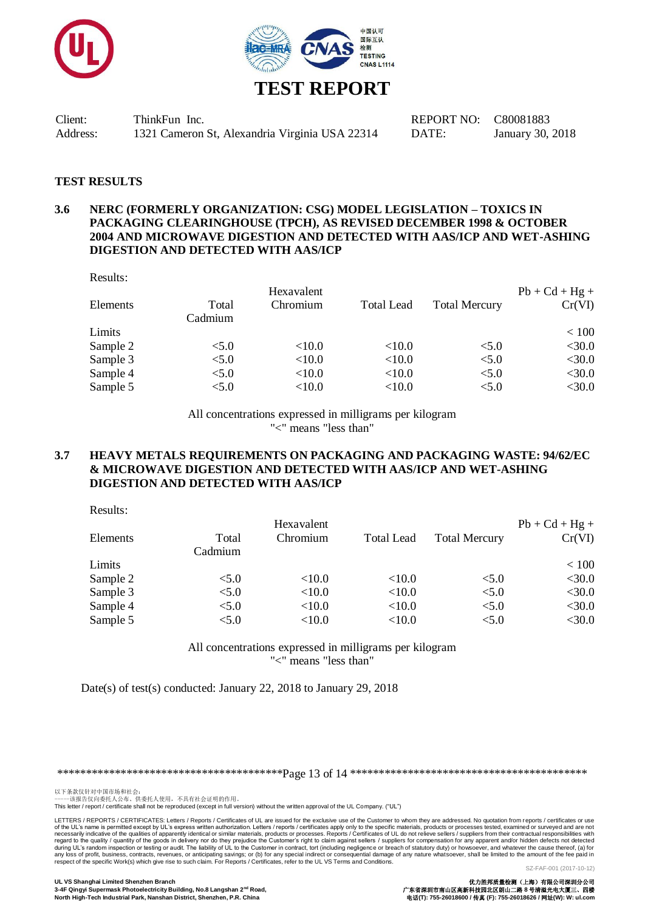# TEST REPORT

| Client: | ThinkFun Inc. | REPORT NO: | C80081883 |
|---|---|---|---|
| Address: | 1321 Cameron St, Alexandria Virginia USA 22314 | DATE: | January 30, 2018 |

## TEST RESULTS

### 3.6 NERC (FORMERLY ORGANIZATION: CSG) MODEL LEGISLATION – TOXICS IN PACKAGING CLEARINGHOUSE (TPCH), AS REVISED DECEMBER 1998 & OCTOBER 2004 AND MICROWAVE DIGESTION AND DETECTED WITH AAS/ICP AND WET-ASHING DIGESTION AND DETECTED WITH AAS/ICP

Results:

| Elements | Total Cadmium | Hexavalent Chromium | Total Lead | Total Mercury | Pb + Cd + Hg + Cr(VI) |
|---|---|---|---|---|---|
| Limits | | | | | < 100 |
| Sample 2 | <5.0 | <10.0 | <10.0 | <5.0 | <30.0 |
| Sample 3 | <5.0 | <10.0 | <10.0 | <5.0 | <30.0 |
| Sample 4 | <5.0 | <10.0 | <10.0 | <5.0 | <30.0 |
| Sample 5 | <5.0 | <10.0 | <10.0 | <5.0 | <30.0 |

All concentrations expressed in milligrams per kilogram
"<" means "less than"

### 3.7 HEAVY METALS REQUIREMENTS ON PACKAGING AND PACKAGING WASTE: 94/62/EC & MICROWAVE DIGESTION AND DETECTED WITH AAS/ICP AND WET-ASHING DIGESTION AND DETECTED WITH AAS/ICP

Results:

| Elements | Total Cadmium | Hexavalent Chromium | Total Lead | Total Mercury | Pb + Cd + Hg + Cr(VI) |
|---|---|---|---|---|---|
| Limits | | | | | < 100 |
| Sample 2 | <5.0 | <10.0 | <10.0 | <5.0 | <30.0 |
| Sample 3 | <5.0 | <10.0 | <10.0 | <5.0 | <30.0 |
| Sample 4 | <5.0 | <10.0 | <10.0 | <5.0 | <30.0 |
| Sample 5 | <5.0 | <10.0 | <10.0 | <5.0 | <30.0 |

All concentrations expressed in milligrams per kilogram
"<" means "less than"

Date(s) of test(s) conducted: January 22, 2018 to January 29, 2018

以下条款仅针对中国市场和社会：
——该报告仅向委托人公布、供委托人使用，不具有社会证明的作用。
This letter / report / certificate shall not be reproduced (except in full version) without the written approval of the UL Company. ("UL")

LETTERS / REPORTS / CERTIFICATES: Letters / Reports / Certificates of UL are issued for the exclusive use of the Customer to whom they are addressed. No quotation from reports / certificates or use of the UL's name is permitted except by UL's express written authorization. Letters / reports / certificates apply only to the specific materials, products or processes tested, examined or surveyed and are not necessarily indicative of the qualities of apparently identical or similar materials, products or processes. Reports / Certificates of UL do not relieve sellers / suppliers from their contractual responsibilities with regard to the quality / quantity of the goods in delivery nor do they prejudice the Customer's right to claim against sellers / suppliers for compensation for any apparent and/or hidden defects not detected during UL's random inspection or testing or audit. The liability of UL to the Customer in contract, tort (including negligence or breach of statutory duty) or howsoever, and whatever the cause thereof, (a) for any loss of profit, business, contracts, revenues, or anticipating savings; or (b) for any special indirect or consequential damage of any nature whatsoever, shall be limited to the amount of the fee paid in respect of the specific Work(s) which give rise to such claim. For Reports / Certificates, refer to the UL VS Terms and Conditions.

SZ-FAF-001 (2017-10-12)

UL VS Shanghai Limited Shenzhen Branch
3-4F Qingyi Supermask Photoelectricity Building, No.8 Langshan 2nd Road, North High-Tech Industrial Park, Nanshan District, Shenzhen, P.R. China

优力胜邦质量检测（上海）有限公司深圳分公司
广东省深圳市南山区高新科技园北区朗山二路 8 号清溢光电大厦三、四楼
电话(T): 755-26018600 / 传真 (F): 755-26018626 / 网址(W): W: ul.com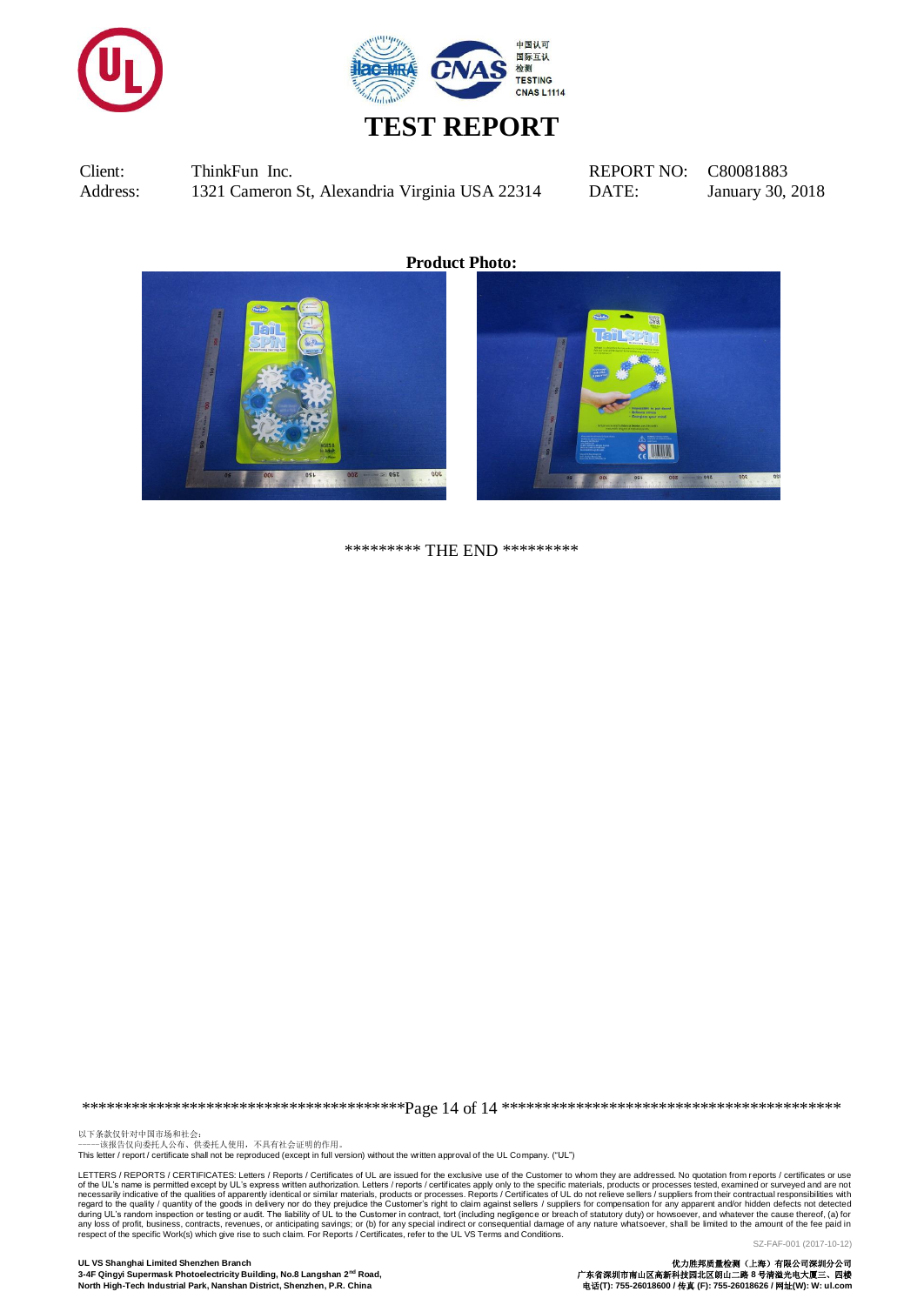# TEST REPORT

| | | | |
|---|---|---|---|
| Client: | ThinkFun Inc. | REPORT NO: | C80081883 |
| Address: | 1321 Cameron St, Alexandria Virginia USA 22314 | DATE: | January 30, 2018 |

**Product Photo:**

********* THE END *********

以下条款仅针对中国市场和社会：
——该报告仅向委托人公布、供委托人使用，不具有社会证明的作用。
This letter / report / certificate shall not be reproduced (except in full version) without the written approval of the UL Company. ("UL")

LETTERS / REPORTS / CERTIFICATES: Letters / Reports / Certificates of UL are issued for the exclusive use of the Customer to whom they are addressed. No quotation from reports / certificates or use of the UL's name is permitted except by UL's express written authorization. Letters / reports / certificates apply only to the specific materials, products or processes tested, examined or surveyed and are not necessarily indicative of the qualities of apparently identical or similar materials, products or processes. Reports / Certificates of UL do not relieve sellers / suppliers from their contractual responsibilities with regard to the quality / quantity of the goods in delivery nor do they prejudice the Customer's right to claim against sellers / suppliers for compensation for any apparent and/or hidden defects not detected during UL's random inspection or testing or audit. The liability of UL to the Customer in contract, tort (including negligence or breach of statutory duty) or howsoever, and whatever the cause thereof, (a) for any loss of profit, business, contracts, revenues, or anticipating savings; or (b) for any special indirect or consequential damage of any nature whatsoever, shall be limited to the amount of the fee paid in respect of the specific Work(s) which give rise to such claim. For Reports / Certificates, refer to the UL VS Terms and Conditions.

SZ-FAF-001 (2017-10-12)

**UL VS Shanghai Limited Shenzhen Branch**
**3-4F Qingyi Supermask Photoelectricity Building, No.8 Langshan 2nd Road, North High-Tech Industrial Park, Nanshan District, Shenzhen, P.R. China**

**优力胜邦质量检测（上海）有限公司深圳分公司**
**广东省深圳市南山区高新科技园北区朗山二路 8 号清溢光电大厦三、四楼**
**电话(T): 755-26018600 / 传真 (F): 755-26018626 / 网址(W): W: ul.com**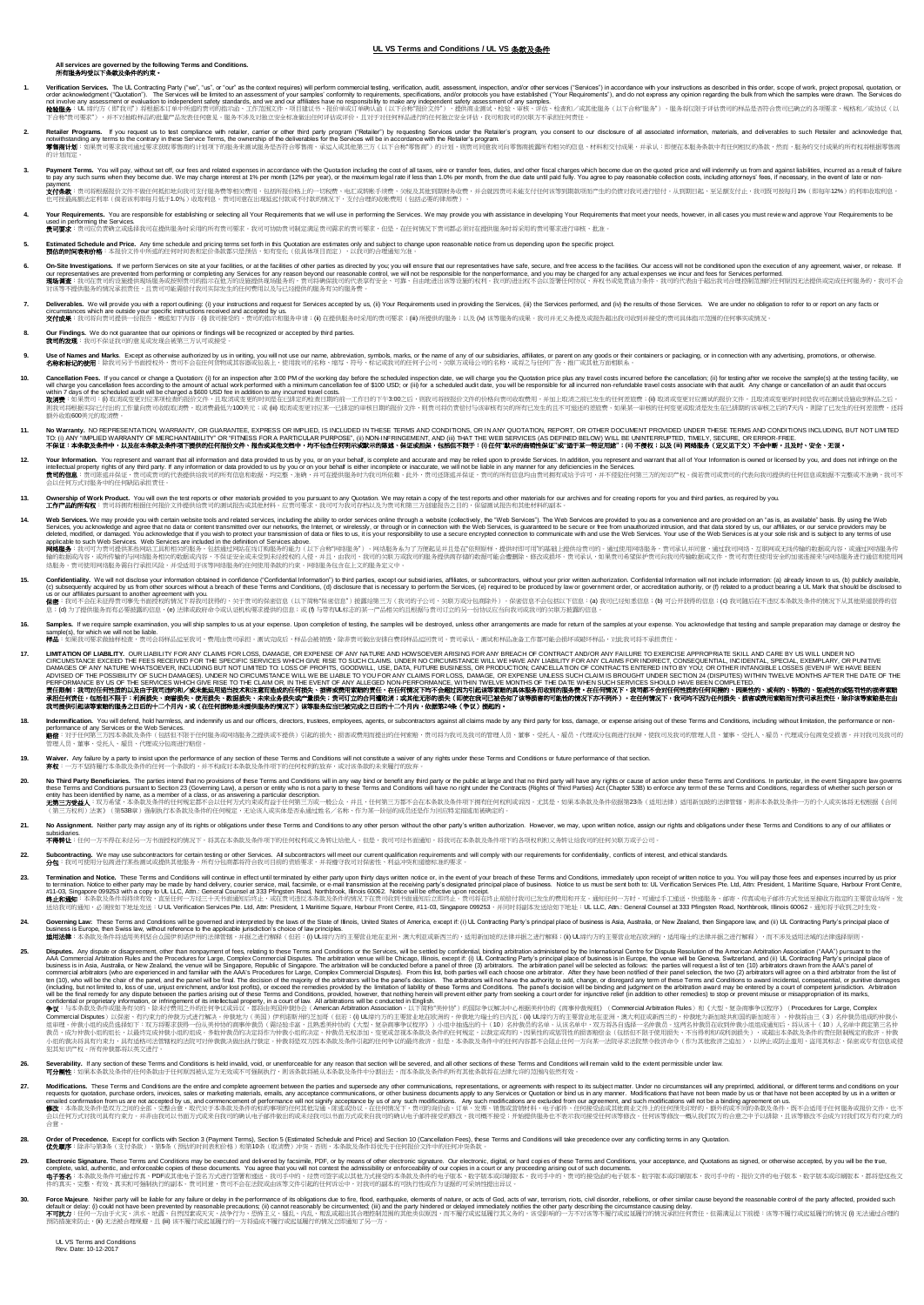# UL VS Terms and Conditions / UL VS 条款及条件

**All services are governed by the following Terms and Conditions.**
**所有服务均受以下条款及条件的约束。**

1. **Verification Services.** The UL Contracting Party ("we", "us", or "our" as the context requires) will perform commercial testing, verification, audit, assessment, inspection, and/or other services ("Services") in accordance with your instructions as described in this order, scope of work, project proposal, quotation, or order acknowledgment ("Quotation"). The Services will be limited to an assessment of your samples' conformity to requirements, specifications, and/or protocols you have established ("Your Requirements"), and do not express any opinion regarding the built from which the samples were drawn. The Services do not involve any assessment or evaluation to independent safety standards, and we and our affiliates have no responsibility to make any independent safety assessment of any samples.
   **检验服务**：UL 缔约方（即"我们"）将根据本订单中所述的贵司的指示或、工作范围文件、项目建议书、报价单或订单确认函（以下合称"报价文件"），提供商业测试、检验、审核、评估、检查和/或其他服务（以下合称"服务"）。服务将仅限于评估贵司的样品是否符合贵司已确立的各项要求、规格和/或协议（以下合称"贵司要求"），并不对抽取样品的批量产品发表任何意见。服务不涉及对独立安全标准做出任何评估或评价，且对于任何样品进行的独立安全评估，我司和我司的关联方不承担任何责任。

2. **Retailer Programs.** If you request us to test compliance with retailer, carrier or other third party program ("Retailer") by requesting Services under the Retailer's program, you consent to our disclosure of all associated information, materials, and deliverables to such Retailer and acknowledge that, notwithstanding any terms to the contrary in these Service Terms, the ownership of the deliverables for the Services will be in accordance with the Retailer's program.
   **零售商计划**：如果贵司要求我司通过要求获取零售商的计划项下的服务来测试是否符合零售商、承运人或其他第三方（以下合称"零售商"）的计划，则贵司同意我司向零售商披露所有相关的信息、材料和交付成果，并承认：即便在本服务条款中有任何相反的条款，然而，服务的交付成果的所有权将根据零售商的计划而定。

3. **Payment Terms.** You will pay, without set off, our fees and related expenses in accordance with the Quotation including the cost of all taxes, wire or transfer fees, duties, and other fiscal charges which become due on the quoted price and will indemnify us from and against liabilities, incurred as a result of failure to pay any such sums when they become due. We may charge interest at 1% per month (12% per year), or the maximum legal rate if less than 1.0% per month, from the due date until paid fully. You agree to pay reasonable collection costs, including attorneys' fees, if necessary, in the event of late or non-payment.
   **支付条款**：贵司将根据报价文件不做任何抵扣地向我司支付服务费和相关费用，包括所报价格上的一切税费、电汇或转账手续费、关税及其他到期财务收费，并会就因贵司未能支付任何该等到期款项而产生的债务向我司进行赔付。从到期日起，至足额支付止，我司既可按每月1%（即每年12%）的利率收取利息，也可按最高法定利率（前若该利率低于每月1.0%）收取利息。贵司同意在出现延迟付款或不付款的情况下，支付合理的收款费用（包括必要的律师费）。

4. **Your Requirements.** You are responsible for establishing or selecting all Your Requirements that we will use in performing the Services. We may provide you with assistance in developing Your Requirements that meet your needs, however, in all cases you must review and approve Your Requirements to be used in performing the Services.
   **贵司要求**：贵司应负责确立或选择我司在提供服务时采用的所有贵司要求。我司可协助贵司制定满足贵司需求的贵司要求，但是，在任何情况下贵司都必须对在提供服务时将采用的贵司要求进行审核、批准。

5. **Estimated Schedule and Price.** Any time schedule and pricing terms set forth in this Quotation are estimates only and subject to change upon reasonable notice from us depending on the specific project.
   **预估的时间表和价格**：本报价文件中所述的任何时间表和定价条款都仅为预估，如有变化，我们将根据具体项目，以我们的合理通知为准。

6. **On-Site Investigations.** If we perform Services on site at your facilities, or at the facilities of other parties as directed by you; you will ensure that our representatives have safe, secure, and free access to the facilities. Our access will not be conditioned upon the execution of any agreement, waiver, or release. If our representatives are prevented from performing or completing any Services for any reason beyond our reasonable control, we will not be responsible for the nonperformance, and you may be charged for any actual expenses we incur and fees for Services performed.
   **现场调查**：我司在贵司的设施提供现场服务或按照贵司的指示在其他方的设施提供现场服务时，贵司将确保我司的代表享有安全、可靠、自由地进出该等设施的权利。我司的进出权不会以签署任何协议、弃权书或免责声明为条件。我司的代表由于超出我司合理控制范围的任何原因无法提供或完成任何服务时，我司不会对该等不提供服务的情况承担责任，且贵司可能需要为我司实际发生的任何费用以及为已经提供的服务向我司支付服务费。

7. **Deliverables.** We will provide you with a report outlining: (i) your instructions and request for Services accepted by us, (ii) Your Requirements used in providing the Services, (iii) the Services performed, and (iv) the results of those Services. We are under no obligation to refer to or report on any facts or circumstances which are outside your specific instructions received and accepted by us.
   **交付成果**：我司将向贵司提供一份报告，概述如下内容：(i) 我司接受的、贵司的指示和服务申请；(ii) 在提供服务时采用的贵司要求；(iii) 所提供的服务；以及 (iv) 该等服务的成果。我司并无义务提及或报告超出我司收到并接受的贵司具体指示范围的任何事实或情况。

8. **Our Findings.** We do not guarantee that our opinions or findings will be recognized or accepted by third parties.
   **我司的发现**：我司不保证我司的意见或发现会被第三方认可或接受。

9. **Use of Names and Marks.** Except as otherwise authorized by us in writing, you will not use our name, abbreviation, symbols, marks, or the name of any of our subsidiaries, affiliates, or parent on any goods or their containers or packaging, or in connection with any advertising, promotions, or otherwise.
   **名称和标记的使用**：除我司另行书面授权外，贵司不会在任何货物或其包装或包装上，或在与任何广告、促销等相关的情况下使用我司的名称、缩写、符号、标记或我司的任何子公司、关联方或母公司的名称。

10. **Cancellation Fees.** If you cancel or change a Quotation: (i) for an inspection after 3:00 PM of the working day before the scheduled inspection date, we will charge you the Quotation price plus any travel costs incurred before the cancellation; (ii) for testing after we receive the sample(s) at the testing facility, we will charge you cancellation fees according to the amount of actual work performed with a minimum cancellation fee of $100 USD; or (iii) for a scheduled audit date, you will be responsible for all incurred non-refundable travel costs associated with that audit. Any change or cancellation of an audit must occur within 7 days of the scheduled audit will be charged a $600 USD fee in addition to any incurred travel costs.
    **取消费用**：如果贵司：(i) 在计划检查日期前一个工作日的下午3:00之后，取消或变更检查的报价文件，我司将向贵司收取报价价格以及取消前已发生的任何差旅费；(ii) 在测试设施收到样品后，取消或变更测试的报价文件，则我司将根据实际已开展的工作量向贵司收取取消费，取消费最低为100美元；或 (iii) 取消或变更计划审核日期，贵司将负责支付与该审核有关的所有已发生的且不可退还的差旅费。如果在计划审核日期的7天内对审核进行任何变更或取消，除任何已发生的差旅费外，还将额外收取600美元的费用。

11. **No Warranty.** NO REPRESENTATION, WARRANTY, OR GUARANTEE, EXPRESS OR IMPLIED, IS INCLUDED IN THESE TERMS AND CONDITIONS, OR IN ANY QUOTATION, REPORT, OR OTHER DOCUMENT PROVIDED UNDER THESE TERMS AND CONDITIONS INCLUDING, BUT NOT LIMITED TO: (i) ANY IMPLIED WARRANTY OF MERCHANTABILITY OR "FITNESS FOR A PARTICULAR PURPOSE"; (ii) NON-INFRINGEMENT; AND (iii) THAT THE WEB SERVICES (AS DEFINED BELOW) WILL BE UNINTERRUPTED, TIMELY, SECURE, OR ERROR-FREE.
    **不保证：本条款及条件中，以及本条款及条件项下提供的任何报价文件、报告或其他文件中，均不包含任何明示或默示的陈述、保证或担保，包括但不限于：(i) 任何"默示的商销性保证"或"适于某一特定用途"；(ii) 不侵权；以及 (iii) 网络服务（定义见下文）不会中断、且及时、安全、无误。**

12. **Your Information.** You represent and warrant that all information and data provided to us by you, or on your behalf, is complete and accurate and may be relied upon to provide Services. In addition, you represent and warrant that all of Your Information is owned or licensed by you, and does not infringe on the intellectual property rights of any third party. If any information or data provided to us by you or on your behalf is either incomplete or inaccurate, we will not be liable in any manner for any deficiencies in the Services.
    **贵司的信息**：贵司陈述并保证，贵司或贵司的代表提供给我司的所有信息和数据，均完整、准确，并可在提供服务时予以依赖。此外，贵司还陈述并保证，贵司的所有信息均由贵司拥有或许可，并不侵犯任何第三方的知识产权。倘若贵司或贵司的代表向我司提供的任何信息或数据不完整或不准确，我司不会以任何方式对服务中的缺陷承担责任。

13. **Ownership of Work Product.** You will own the test reports or other materials provided to you pursuant to our Quotation. We may retain a copy of the test reports and other materials for our archives and for creating reports for you and third parties, as required by you.
    **工作产品的所有权**：贵司将拥有根据报价文件提供给贵司的测试报告或其他材料。应贵司要求，我司可为我司存档以及为贵司和第三方创建报告之目的，保留测试报告和其他材料的副本。

14. **Web Services.** We may provide you with certain website tools and related services, including the ability to order services online through a website (collectively, the "Web Services"). The Web Services are provided to you as a convenience and are provided on an "as is, as available" basis. By using the Web Services, you acknowledge and agree that no data or content transmitted over our networks, the Internet, or wirelessly, or through or in connection with the Web Services, is guaranteed to be secure or free from unauthorized intrusion, and that data stored by us, our affiliates, or our service providers may be deleted, modified, or damaged. You acknowledge that if you wish to protect your transmission of data or files to us, it is your responsibility to use a secure encrypted connection to communicate with and use the Web Services. Your use of the Web Services is at your sole risk and is subject to any terms of use applicable to such Web Services.
    **网络服务**：我司可为贵司提供某些网站工具和相关的服务，包括通过网站在线订购服务的能力（以下合称"网络服务"）。网络服务为了方便起见而且是在"按现状、提供时即可用"的基础上提供给贵司的。通过使用网络服务，贵司承认并同意，通过我司网络、互联网或无线传输的数据或内容，或通过网络服务或与网络服务相关的数据或内容，不保证安全或未受到未经授权的入侵，并且由我司、我司的关联方或我司的服务提供商存储的数据可能会被删除、修改或损坏。贵司承认，如果贵司希望保护贵司向我司传输的数据或文件，贵司有责任使用安全的加密连接来与网络服务进行通信和使用网络服务。贵司使用网络服务的风险由贵司自行承担，并受适用于该等网络服务的任何使用条款约束。

15. **Confidentiality.** We will not disclose your information obtained in confidence ("Confidential Information") to third parties, except our subsidiaries, affiliates, or subcontractors, without your prior written authorization. Confidential Information will not include information: (a) already known to us, (b) publicly available, (c) subsequently acquired by us from other sources without a breach of these Terms and Conditions, (d) disclosed to the extent necessary to perform the Services, (e) required to be produced by law or government order, or accreditation authority, or (f) related to a product bearing a UL Mark that should be disclosed to us or our affiliates pursuant to another agreement with you.
    **保密**：我司不会在未征得贵司事先书面授权的情况下将我司获得的、关于贵司的保密信息（以下简称"保密信息"）披露给第三方（我司的子公司、关联方或分包商除外）。保密信息不包括以下信息：(a) 我司已经知悉信息；(b) 可公开获得的信息；(c) 我司随后在不违反本条款及条件的情况下从其他渠道获得的信息；(d) 为了提供服务而有必要披露的信息；(e) 法律或政府命令或认证机构要求提供的信息；或 (f) 与带有UL标志的某一产品相关的且根据与贵司订立的另一份协议应当向我司或我司的关联方披露的信息。

16. **Samples.** If we require sample examination, you will ship samples to us at your expense. Upon completion of testing, the samples will be destroyed, unless other arrangements are made for return of the samples at your expense. You acknowledge that testing and sample preparation may damage or destroy the sample(s), for which we will not be liable.
    **样品**：如果我司要求做抽样检查，贵司会将样品运至我司，费用由贵司承担。测试完成后，样品会被销毁，除非贵司做出安排由贵司承担费用返还样品。贵司承认，测试和样品准备工作都可能会损坏或破坏样品，对此我司将不承担责任。

17. **LIMITATION OF LIABILITY.** OUR LIABILITY FOR ANY CLAIMS FOR LOSS, DAMAGE, OR EXPENSE OF ANY NATURE AND HOWSOEVER ARISING FOR ANY BREACH OF CONTRACT AND/OR ANY FAILURE TO EXERCISE APPROPRIATE SKILL AND CARE BY US WILL UNDER NO CIRCUMSTANCE EXCEED THE FEES RECEIVED FOR THE SPECIFIC SERVICES WHICH GIVE RISE TO SUCH CLAIMS. UNDER NO CIRCUMSTANCE WILL WE HAVE ANY LIABILITY FOR ANY CLAIMS FOR INDIRECT, CONSEQUENTIAL, INCIDENTAL, SPECIAL, EXEMPLARY, OR PUNITIVE DAMAGES OF ANY NATURE WHATSOEVER, INCLUDING BUT NOT LIMITED TO LOSS OF PROFITS, GOODWILL, USE, DATA, FUTURE BUSINESS, OR PRODUCTION, CANCELLATION OF CONTRACTS ENTERED INTO BY YOU, OR OTHER INTANGIBLE LOSSES (EVEN IF WE HAVE BEEN ADVISED OF THE POSSIBILITY OF SUCH DAMAGES). UNDER NO CIRCUMSTANCE WILL WE BE LIABLE TO YOU FOR ANY CLAIMS FOR LOSS, DAMAGE, OR EXPENSE UNLESS SUCH CLAIM IS BROUGHT UNDER SECTION 24 (DISPUTES) WITHIN TWELVE MONTHS AFTER THE DATE OF THE PERFORMANCE BY US OF THE SERVICES WHICH GAVE RISE TO THE CLAIM OR, IN THE EVENT OF ANY ALLEGED NON-PERFORMANCE, WITHIN TWELVE MONTHS OF THE DATE WHEN SUCH SERVICES SHOULD HAVE BEEN COMPLETED.
    **责任限制：我司对任何性质的以及由于我司违约和/或未能运用适当技术和注意而造成的任何损失、损害或费用索赔的责任，在任何情况下均不会超出我司为引起该等索赔的具体服务而收到的服务费。在任何情况下，我司都不会对任何性质的任何间接的、因果性的、或有的、特殊的、惩戒性的或惩罚性的损害索赔承担任何责任，包括但不限于：利润损失、商誉损失、使用损失、数据损失、未来业务损失或产量损失；贵司订立的合同遭取消；或其他无形的损失（即便在我司已被告知了该等损害的可能性的情况下亦不例外）。在任何情况下，我司均不应就任何损失、损害或费用索赔而对贵司承担责任，除非该等索赔是在由我司提供引起该等索赔的服务之日后的十二个月内，或（在任何据称未提供服务的情况下）该等服务应当已经完成之日后的十二个月内，依据第24条（争议）提起的。**

18. **Indemnification.** You will defend, hold harmless, and indemnify us and our officers, directors, trustees, employees, agents, or subcontractors against all claims made by any third party for loss, damage, or expense arising out of these Terms and Conditions, including without limitation, the performance or non-performance of any Services or the Web Services.
    **赔偿**：对于任何第三方因本条款及条件（包括但不限于任何服务或网络服务之提供或不提供）引起的损失、损害或费用而提出的任何索赔，贵司将对我司及我司的管理人员、董事、受托人、雇员、代理或分包商进行抗辩，使我司及我司的管理人员、董事、受托人、雇员、代理或分包商免受损害，并对我司及我司的管理人员、董事、受托人、雇员、代理或分包商进行赔偿。

19. **Waiver.** Any failure by a party to insist upon the performance of any section of these Terms and Conditions will not constitute a waiver of any rights under these Terms and Conditions or future performance of that section.
    **弃权**：一方不坚持履行本条款及条件的任何一个条款的，并不构成对本条款及条件项下的任何权利的放弃，或对该条款的未来履行的放弃。

20. **No Third Party Beneficiaries.** The parties intend that no provisions of these Terms and Conditions will in any way bind or benefit any third party or the public at large and that no third party will have any rights or cause of action under these Terms and Conditions. In particular, in the event Singapore law governs these Terms and Conditions pursuant to Section 23 (Governing Law), a person or entity who is not a party to these Terms and Conditions will have no right under the Contracts (Rights of Third Parties) Act (Chapter 53B) to enforce any term of these Terms and Conditions, regardless of whether such person or entity has been identified by name, as a member of a class, or as answering a particular description.
    **无第三方受益人**：双方有意，本条款及条件中的任何规定都不会以任何方式约束或有益于任何第三方或一般公众，并且，任何第三方都不会在本条款及条件项下拥有任何权利或诉因。尤其是，如果本条款及条件依据第23条（适用法律）适用新加坡的法律管辖，则非本条款及条件一方的个人或实体将无权根据《合同（第三方权利）法案》（第53B章）强制执行本条款及条件的任何规定，无论该人或实体是否名称、以作为某一类别的成员或符合某一特定描述而被确定。

21. **No Assignment.** Neither party may assign any of its rights or obligations under these Terms and Conditions to any other person without the other party's written authorization. However, we may, upon written notice, assign our rights and obligations under these Terms and Conditions to any of our affiliates or subsidiaries.
    **不得转让**：任何一方不得在未征得另一方书面授权的情况下，将其在本条款及条件项下的任何权利或义务转让给他人。但是，我司可经书面通知，将我司在本条款及条件项下的各项权利和义务转让给我司的任何关联方或子公司。

22. **Subcontracting.** We may use subcontractors for certain testing or other Services. All subcontractors will meet our current qualification requirements and will comply with our requirements for confidentiality, conflicts of interest, and ethical standards.
    **分包**：我司可使用分包商进行某些测试或提供其他服务。所有分包商都将符合我司目前的资质要求，并将遵守我司对保密性、利益冲突和道德标准的要求。

23. **Termination and Notice.** These Terms and Conditions will continue in effect until terminated by either party upon thirty days written notice or, in the event of a breach of these Terms and Conditions, immediately upon receipt of written notice to you. You will pay those fees and expenses incurred by us prior to termination. Notice to either party may be made by hand delivery, courier service, mail, facsimile, or e-mail transmission at the receiving party's designated principal place of business. Notice to us must be sent both to: UL Verification Services Pte. Ltd., Attn: President, 1 Maritime Square, Harbour Front Centre, #11-03, Singapore 099253 with a copy to UL LLC, Attn.: General Counsel at 333 Pfingsten Road, Northbrook, Illinois 60062. Notice will be effective upon receipt.
    **终止和通知**：本条款及条件将持续有效，直至任何一方提前三十天发出书面通知终止，或者在违反本条款及条件的情况下在贵司收到书面通知后立即终止。贵司应付清终止前我司已经发生的费用和支出。通知任何一方时，可通过手工递送、快递服务、邮寄、传真或电子邮件方式在接收方指定的主要营业地发送。发送给我司的通知，必须同时发送至：UL Verification Services Pte. Ltd., Attn: President, 1 Maritime Square, Harbour Front Centre, #11-03, Singapore 099253，并同时将副本发送给如下地址：UL LLC, Attn.: General Counsel at 333 Pfingsten Road, Northbrook, Illinois 60062。通知将于收到之时生效。

24. **Governing Law.** These Terms and Conditions will be governed by and interpreted by the laws of the State of Illinois, United States of America, except if: (i) UL Contracting Party's principal place of business is Asia, Australia, or New Zealand, then Singapore law; and (ii) UL Contracting Party's principal place of business, Europe, then Swiss law, without reference to the applicable jurisdiction's choice of law principles.
    **监管法律**：本条款及条件将适用美利坚合众国伊利诺伊州的法律管辖，并据之进行解释（但是：(i) UL缔约方的主要营业地在亚洲、澳大利亚或新西兰的，适用新加坡的法律并据之进行解释；(ii) UL缔约方的主要营业地在欧洲的，适用瑞士的法律并据之进行解释），而不涉及适用法域的法律选择原则。

25. **Disputes.** Any dispute or disagreement, other than nonpayment of fees, relating to these Terms and Conditions or the Services, will be settled by confidential, binding arbitration administered by the International Centre for Dispute Resolution of the American Arbitration Association ("AAA") pursuant to the AAA Commercial Arbitration Rules and the Procedures for Large, Complex Commercial Disputes. The arbitration venue will be Chicago, Illinois, except if: (i) UL Contracting Party's principal place of business is in Europe, the venue will be Geneva, Switzerland, and (ii) UL Contracting Party's principal place of business is in Asia, Australia, or New Zealand, the venue will be Singapore, Republic of Singapore. The arbitration will be conducted before a panel of three (3) arbitrators. The arbitrators will be selected as follows: the parties will request a list of ten (10) arbitrators drawn from the AAA's panel of commercial arbitrators (who are experienced in and familiar with the AAA's Procedures for Large, Complex Commercial Disputes). From this list, both parties will each choose one arbitrator. After they have been notified of their selection, the two (2) arbitrators will agree on a third arbitrator from the list of ten (10), who will be the chair of the panel, and the panel will be final. The decision of the majority of the arbitrators will be the panel's decision. The arbitrators will not have the authority to add, change, or disregard any term of these Terms and Conditions to award incidental, consequential, or punitive damages (including, but not limited to, loss of use, unjust enrichment, and/or lost profits), or exceed the remedies provided by the limitation of liability of these Terms and Conditions. The panel's decision will be binding and judgment on the arbitration award may be entered by a court of competent jurisdiction. Arbitration will be the final remedy for any dispute between the parties arising out of these Terms and Conditions, provided, however, that nothing herein will prevent either party from seeking a court order for injunctive relief (in addition to other remedies) to stop or prevent the misuse or misappropriation of its confidential or proprietary information, or infringement of its intellectual property, in a court of law. All arbitrations will be conducted in English.
    **争议**：与本条款及条件或服务有关的任何争议或分歧（除未付费用之外），都将由美国仲裁协会（American Arbitration Association，以下简称"美国仲裁协会"）的国际争议解决中心根据美国仲裁协会的《商事仲裁规则》和《大型、复杂商事争议程序》（Procedures for Large, Complex Commercial Disputes）以保密、有约束力的仲裁方式进行解决。仲裁地点为（美国）伊利诺斯州芝加哥（但是：(i) UL缔约方的主要营业地在欧洲的，仲裁地为瑞士的日内瓦；(ii) UL缔约方的主要营业地在亚洲、澳大利亚或新西兰的，仲裁地为新加坡共和国的新加坡市）。仲裁将由三（3）名仲裁员组成的仲裁小组审理。仲裁小组的成员选择如下：双方将要求提供一份从美国仲裁协会的商事仲裁员（熟悉并经验丰富于美国仲裁协会的《大型、复杂商事争议程序》）小组中抽选出的十（10）名仲裁员的名单，从该名单中，双方将各自选择一名仲裁员。这两名仲裁员在收到仲裁小组通知其成员被选定后，将从该份十（10）人名单中商定第三名仲裁员，该名仲裁员将担任仲裁小组的主席，该仲裁小组的决定为最终决定。仲裁员多数的裁决将作为仲裁小组的裁决。仲裁员无权增加、变更或忽略本条款及条件中的任何条款，以裁定或有的、因果性的或惩罚性的损害赔偿（包括但不限于：使用损失、不当得利和/或利润损失），或超出本条款及条件的责任限制条款所规定的救济。仲裁小组的裁决具有约束力，具有适格司法管辖权的法院可以对仲裁裁决做出执行判决。仲裁是双方因本条款及条件引起的任何争议的最终救济，但是，本条款及条件中的任何内容都不会阻止任何一方向法院申请禁令救济（除其他救济外）以制止或防止其保密或专有信息被误用或盗用，或者其知识产权被侵犯。所有仲裁都将以英语进行。

26. **Severability.** If any section of these Terms and Conditions is held invalid, void, or unenforceable for any reason that section will be severed, and all other sections of these Terms and Conditions will remain valid to the extent permissible under law.
    **可分割性**：如果本条款及条件的任何条款由于任何原因被认定为无效或不可强制执行，则该条款将被从本条款及条件中分割出去，而本条款及条件的所有其他条款将在法律允许的范围内依然有效。

27. **Modifications.** These Terms and Conditions are the entire and complete agreement between the parties and supersede any other communications, representations, or agreements with respect to its subject matter. Under no circumstances will any preprinted, additional, or different terms and conditions on your requests for quotation, purchase orders, invoices, sales or marketing materials, any acceptance communications, or other business documents apply to any Services or Quotation or bind us in any manner. Modifications that have not been made by us or that have not been accepted by us in a written or emailed confirmation from us are not accepted by us, and commencement of performance will not signify acceptance by us of any such modifications. Any such modifications are excluded from our agreement, and such modifications will not be a binding agreement on us.
    **修改**：本条款及条件是双方之间的全部、完整合意，取代双方之间关于本条款及条件的标的事项的任何其他沟通、陈述或协议。在任何情况下，贵司的询价单、订单、发票、销售或营销材料、任何接受的通讯或其他商业文件上的任何预先印制的、额外的或不同的条款及条件，均不适用于任何服务或报价文件，也不会以任何方式对我司具有约束力。并非由我司做出或并非由我司以书面或电子邮件确认的方式接受的修改，我司概不接受，并且，开始履行也不表示我司接受任何该等修改。任何该等修改都被排除在我司协议之外，且该等修改不会成为对我司具有约束力的合意。

28. **Order of Precedence.** Except for conflicts with Section 3 (Payment Terms), Section 5 (Estimated Schedule and Price) and Section 10 (Cancellation Fees), these Terms and Conditions will take precedence over any conflicting terms in any Quotation.
    **优先顺序**：除第3条（支付条款）、第5条（预估的时间表和价格）和第10条（取消费用）冲突之外，本条款及条件将优先于任何报价文件中的任何冲突条款。

29. **Electronic Signature.** These Terms and Conditions may be executed and delivered by facsimile, PDF, or by means of other electronic signature. Our electronic, digital, or hard copies of these Terms and Conditions, your acceptance, and Quotations as signed, or otherwise accepted by you will be the true, complete, valid, and enforceable copies of these documents. You agree that you will not contest the admissibility or enforceability of our copies in a court of law or proceeding arising out of such documents.
    **电子签名**：本条款及条件可通过传真、PDF或其他电子签名方式签署和交付。我司手中的、贵司签署或以其他方式接受的本条款及条件、贵司的接受书和报价文件的电子版本、数字版本或硬拷贝版本，将作为该等文件的真实、完整、有效和可强制执行的副本。贵司同意，贵司不会在法院或因该等文件而产生的程序中对我司副本的可采性或可执行性提出异议。

30. **Force Majeure.** Neither party will be liable for any failure or delay in the performance of its obligations due to fire, flood, earthquake, elements of nature, or acts of God, acts of war, terrorism, riots, civil disorder, rebellions, or other similar cause beyond the reasonable control of the party affected, provided such default or delay: (i) could not have been prevented by reasonable precautions; (ii) cannot reasonably be circumvented; (iii) and the party hindered or delayed immediately notifies the other party describing the circumstance causing delay.
    **不可抗力**：任何一方由于火灾、洪水、地震、自然因素或天灾、战争行为、恐怖主义、骚乱、内乱、叛乱或超出其合理控制范围的其他类似原因，而未履行或延迟履行其义务的，该方都将不承担任何责任，但需满足以下前提：该等不履行或延迟履行的情况 (i) 无法通过合理的预防措施加以防止；(ii) 无法合理地规避；且 (iii) 受阻或延迟的一方立即通知另一方，说明导致延迟的情况。

UL VS Terms and Conditions
Rev. Date: 10-12-2017